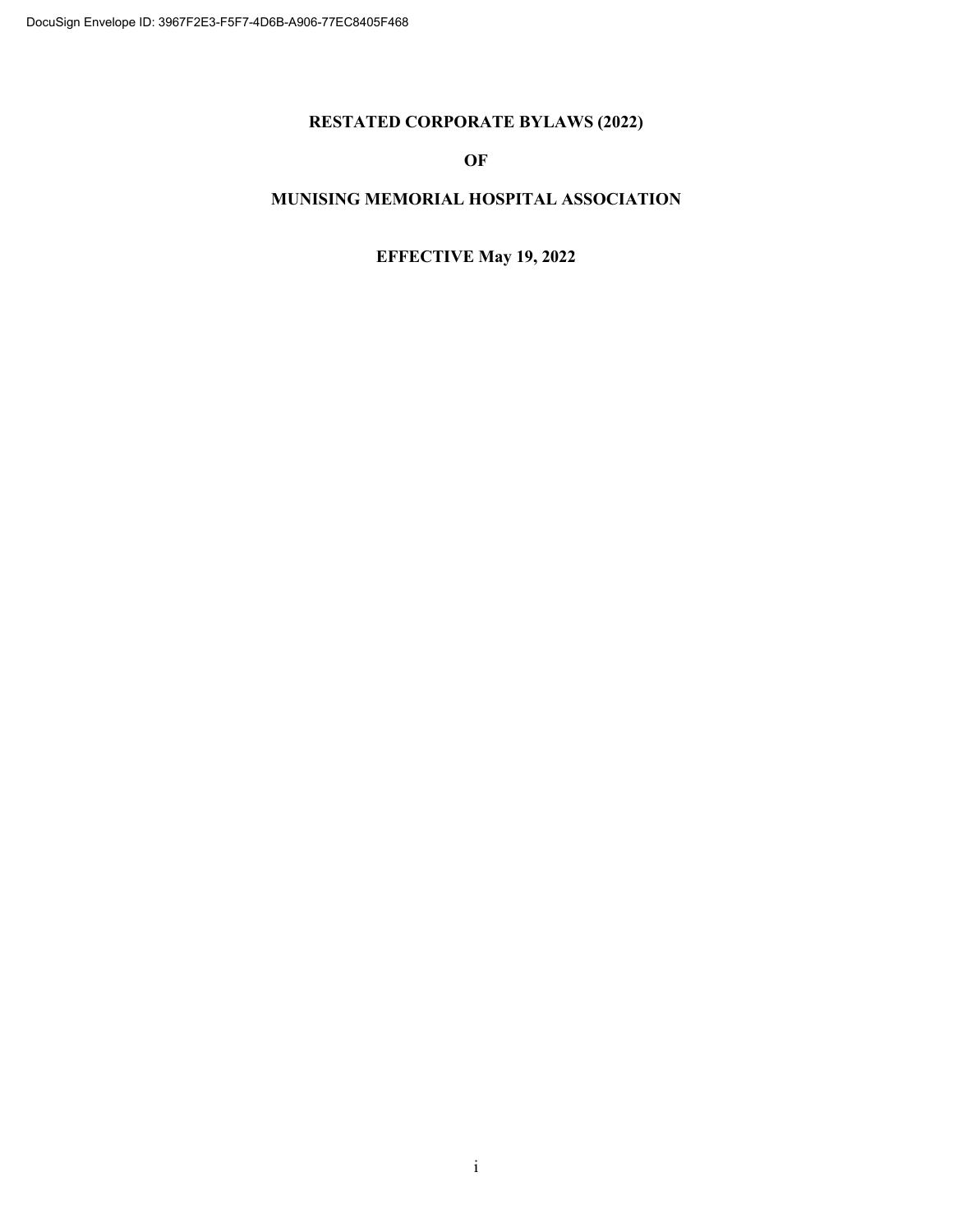DocuSign Envelope ID: 3967F2E3-F5F7-4D6B-A906-77EC8405F468

# RESTATED CORPORATE BYLAWS (2022)

# OF

# MUNISING MEMORIAL HOSPITAL ASSOCIATION

## EFFECTIVE May 19, 2022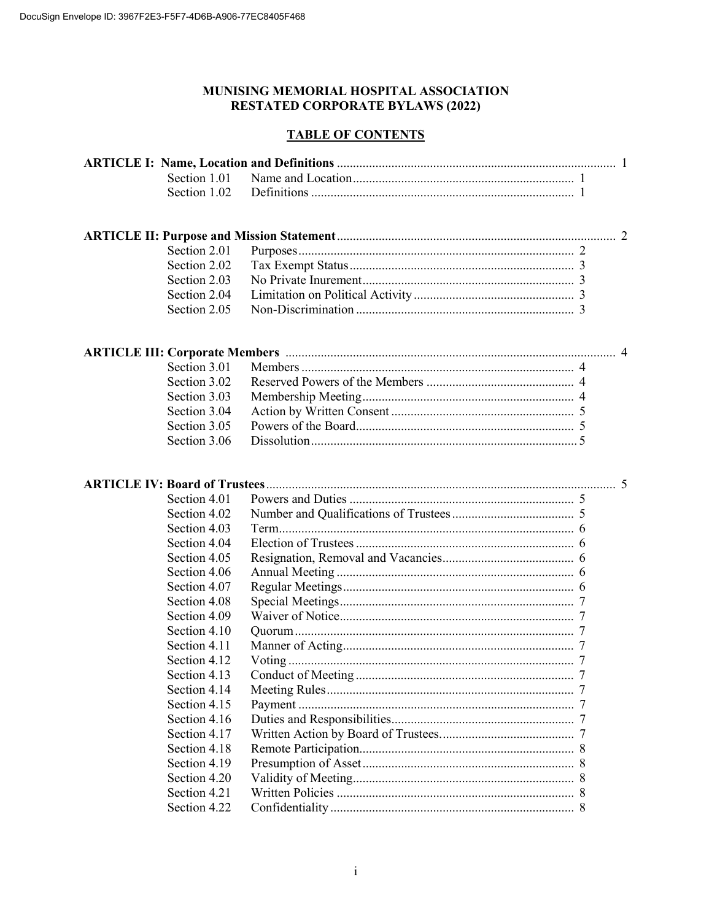DocuSign Envelope ID: 3967F2E3-F5F7-4D6B-A906-77EC8405F468

# MUNISING MEMORIAL HOSPITAL ASSOCIATION RESTATED CORPORATE BYLAWS (2022)

## TABLE OF CONTENTS

**ARTICLE I: Name, Location and Definitions** .......... 1

- Section 1.01 Name and Location .......... 1
- Section 1.02 Definitions .......... 1

**ARTICLE II: Purpose and Mission Statement** .......... 2

- Section 2.01 Purposes .......... 2
- Section 2.02 Tax Exempt Status .......... 3
- Section 2.03 No Private Inurement .......... 3
- Section 2.04 Limitation on Political Activity .......... 3
- Section 2.05 Non-Discrimination .......... 3

**ARTICLE III: Corporate Members** .......... 4

- Section 3.01 Members .......... 4
- Section 3.02 Reserved Powers of the Members .......... 4
- Section 3.03 Membership Meeting .......... 4
- Section 3.04 Action by Written Consent .......... 5
- Section 3.05 Powers of the Board .......... 5
- Section 3.06 Dissolution .......... 5

**ARTICLE IV: Board of Trustees** .......... 5

- Section 4.01 Powers and Duties .......... 5
- Section 4.02 Number and Qualifications of Trustees .......... 5
- Section 4.03 Term .......... 6
- Section 4.04 Election of Trustees .......... 6
- Section 4.05 Resignation, Removal and Vacancies .......... 6
- Section 4.06 Annual Meeting .......... 6
- Section 4.07 Regular Meetings .......... 6
- Section 4.08 Special Meetings .......... 7
- Section 4.09 Waiver of Notice .......... 7
- Section 4.10 Quorum .......... 7
- Section 4.11 Manner of Acting .......... 7
- Section 4.12 Voting .......... 7
- Section 4.13 Conduct of Meeting .......... 7
- Section 4.14 Meeting Rules .......... 7
- Section 4.15 Payment .......... 7
- Section 4.16 Duties and Responsibilities .......... 7
- Section 4.17 Written Action by Board of Trustees .......... 7
- Section 4.18 Remote Participation .......... 8
- Section 4.19 Presumption of Asset .......... 8
- Section 4.20 Validity of Meeting .......... 8
- Section 4.21 Written Policies .......... 8
- Section 4.22 Confidentiality .......... 8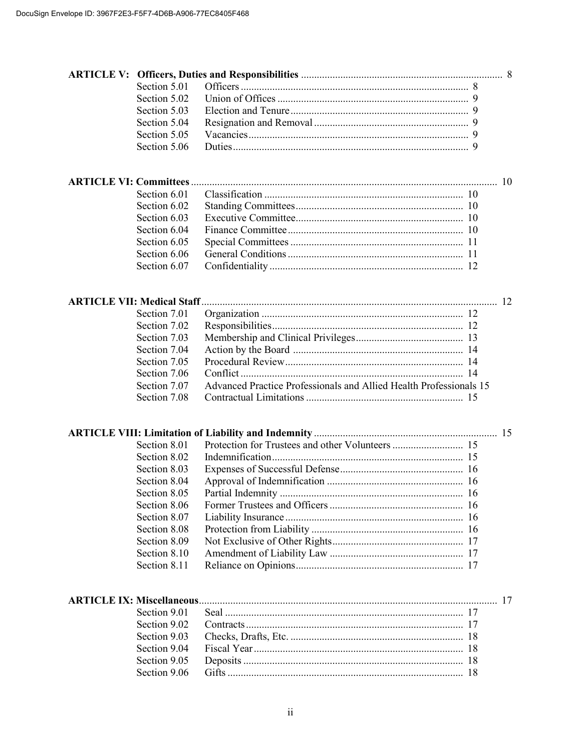**ARTICLE V: Officers, Duties and Responsibilities** ........ 8

| | | |
|---|---|---|
| Section 5.01 | Officers | 8 |
| Section 5.02 | Union of Offices | 9 |
| Section 5.03 | Election and Tenure | 9 |
| Section 5.04 | Resignation and Removal | 9 |
| Section 5.05 | Vacancies | 9 |
| Section 5.06 | Duties | 9 |

**ARTICLE VI: Committees** ........ 10

| | | |
|---|---|---|
| Section 6.01 | Classification | 10 |
| Section 6.02 | Standing Committees | 10 |
| Section 6.03 | Executive Committee | 10 |
| Section 6.04 | Finance Committee | 10 |
| Section 6.05 | Special Committees | 11 |
| Section 6.06 | General Conditions | 11 |
| Section 6.07 | Confidentiality | 12 |

**ARTICLE VII: Medical Staff** ........ 12

| | | |
|---|---|---|
| Section 7.01 | Organization | 12 |
| Section 7.02 | Responsibilities | 12 |
| Section 7.03 | Membership and Clinical Privileges | 13 |
| Section 7.04 | Action by the Board | 14 |
| Section 7.05 | Procedural Review | 14 |
| Section 7.06 | Conflict | 14 |
| Section 7.07 | Advanced Practice Professionals and Allied Health Professionals | 15 |
| Section 7.08 | Contractual Limitations | 15 |

**ARTICLE VIII: Limitation of Liability and Indemnity** ........ 15

| | | |
|---|---|---|
| Section 8.01 | Protection for Trustees and other Volunteers | 15 |
| Section 8.02 | Indemnification | 15 |
| Section 8.03 | Expenses of Successful Defense | 16 |
| Section 8.04 | Approval of Indemnification | 16 |
| Section 8.05 | Partial Indemnity | 16 |
| Section 8.06 | Former Trustees and Officers | 16 |
| Section 8.07 | Liability Insurance | 16 |
| Section 8.08 | Protection from Liability | 16 |
| Section 8.09 | Not Exclusive of Other Rights | 17 |
| Section 8.10 | Amendment of Liability Law | 17 |
| Section 8.11 | Reliance on Opinions | 17 |

**ARTICLE IX: Miscellaneous** ........ 17

| | | |
|---|---|---|
| Section 9.01 | Seal | 17 |
| Section 9.02 | Contracts | 17 |
| Section 9.03 | Checks, Drafts, Etc. | 18 |
| Section 9.04 | Fiscal Year | 18 |
| Section 9.05 | Deposits | 18 |
| Section 9.06 | Gifts | 18 |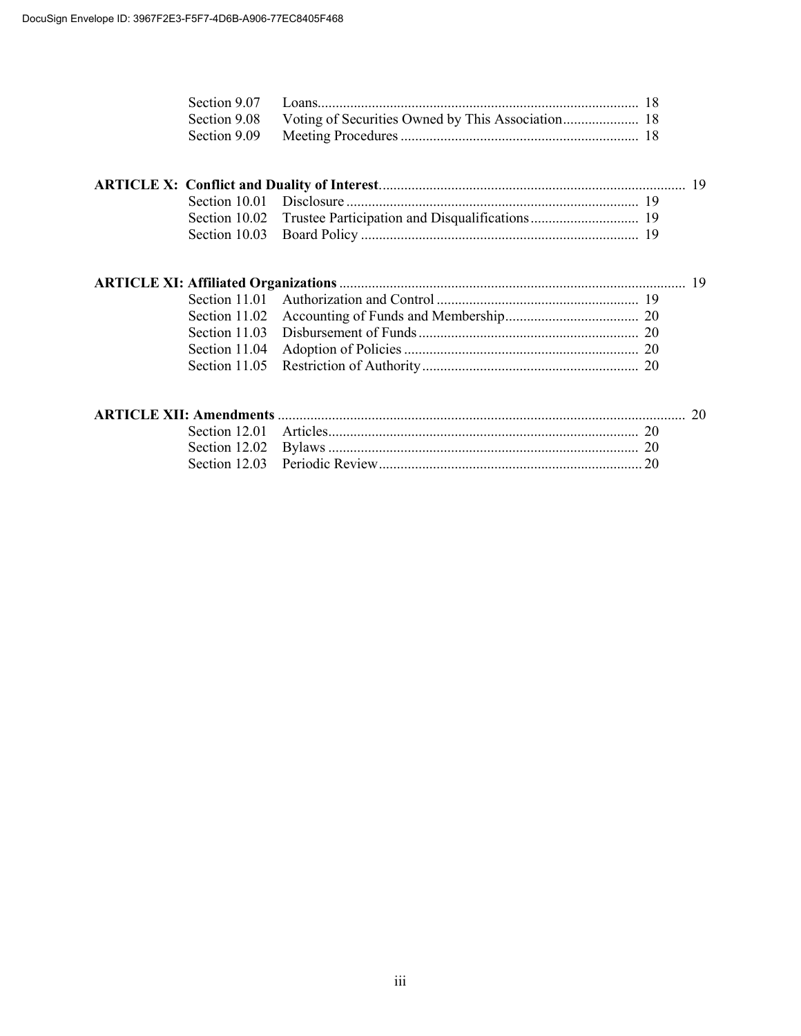Section 9.07 Loans........................................................................................ 18
Section 9.08 Voting of Securities Owned by This Association..................... 18
Section 9.09 Meeting Procedures ................................................................. 18

**ARTICLE X: Conflict and Duality of Interest**................................................................................... 19

Section 10.01 Disclosure ................................................................................ 19
Section 10.02 Trustee Participation and Disqualifications............................. 19
Section 10.03 Board Policy ............................................................................ 19

**ARTICLE XI: Affiliated Organizations** ............................................................................................... 19

Section 11.01 Authorization and Control ....................................................... 19
Section 11.02 Accounting of Funds and Membership..................................... 20
Section 11.03 Disbursement of Funds............................................................. 20
Section 11.04 Adoption of Policies ................................................................ 20
Section 11.05 Restriction of Authority............................................................ 20

**ARTICLE XII: Amendments** ................................................................................................................ 20

Section 12.01 Articles..................................................................................... 20
Section 12.02 Bylaws ..................................................................................... 20
Section 12.03 Periodic Review........................................................................20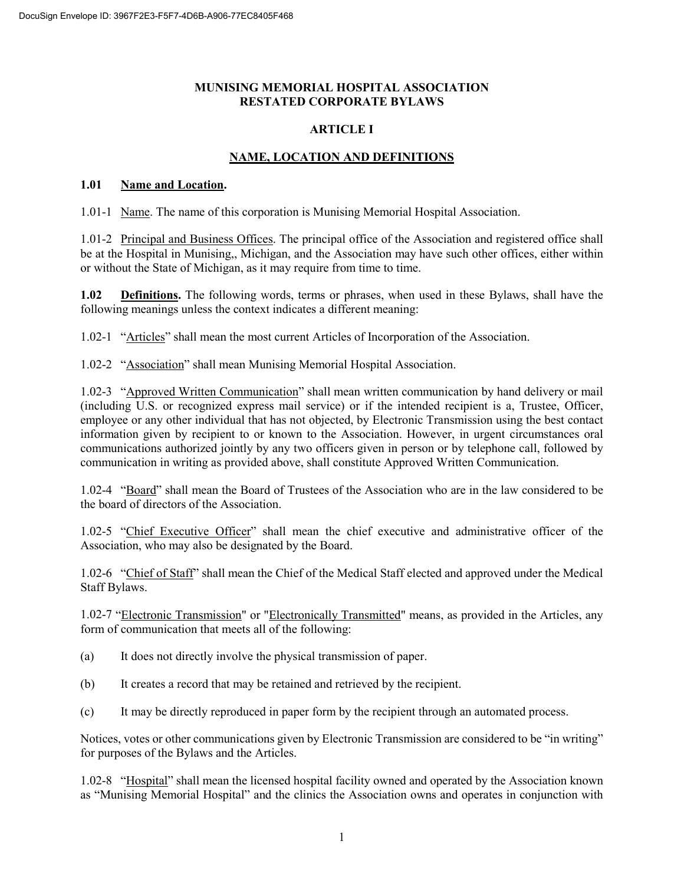# MUNISING MEMORIAL HOSPITAL ASSOCIATION
# RESTATED CORPORATE BYLAWS

## ARTICLE I

## NAME, LOCATION AND DEFINITIONS

### 1.01 Name and Location.

1.01-1 Name. The name of this corporation is Munising Memorial Hospital Association.

1.01-2 Principal and Business Offices. The principal office of the Association and registered office shall be at the Hospital in Munising,, Michigan, and the Association may have such other offices, either within or without the State of Michigan, as it may require from time to time.

**1.02 Definitions.** The following words, terms or phrases, when used in these Bylaws, shall have the following meanings unless the context indicates a different meaning:

1.02-1 "Articles" shall mean the most current Articles of Incorporation of the Association.

1.02-2 "Association" shall mean Munising Memorial Hospital Association.

1.02-3 "Approved Written Communication" shall mean written communication by hand delivery or mail (including U.S. or recognized express mail service) or if the intended recipient is a, Trustee, Officer, employee or any other individual that has not objected, by Electronic Transmission using the best contact information given by recipient to or known to the Association. However, in urgent circumstances oral communications authorized jointly by any two officers given in person or by telephone call, followed by communication in writing as provided above, shall constitute Approved Written Communication.

1.02-4 "Board" shall mean the Board of Trustees of the Association who are in the law considered to be the board of directors of the Association.

1.02-5 "Chief Executive Officer" shall mean the chief executive and administrative officer of the Association, who may also be designated by the Board.

1.02-6 "Chief of Staff" shall mean the Chief of the Medical Staff elected and approved under the Medical Staff Bylaws.

1.02-7 "Electronic Transmission" or "Electronically Transmitted" means, as provided in the Articles, any form of communication that meets all of the following:

(a) It does not directly involve the physical transmission of paper.

(b) It creates a record that may be retained and retrieved by the recipient.

(c) It may be directly reproduced in paper form by the recipient through an automated process.

Notices, votes or other communications given by Electronic Transmission are considered to be "in writing" for purposes of the Bylaws and the Articles.

1.02-8 "Hospital" shall mean the licensed hospital facility owned and operated by the Association known as "Munising Memorial Hospital" and the clinics the Association owns and operates in conjunction with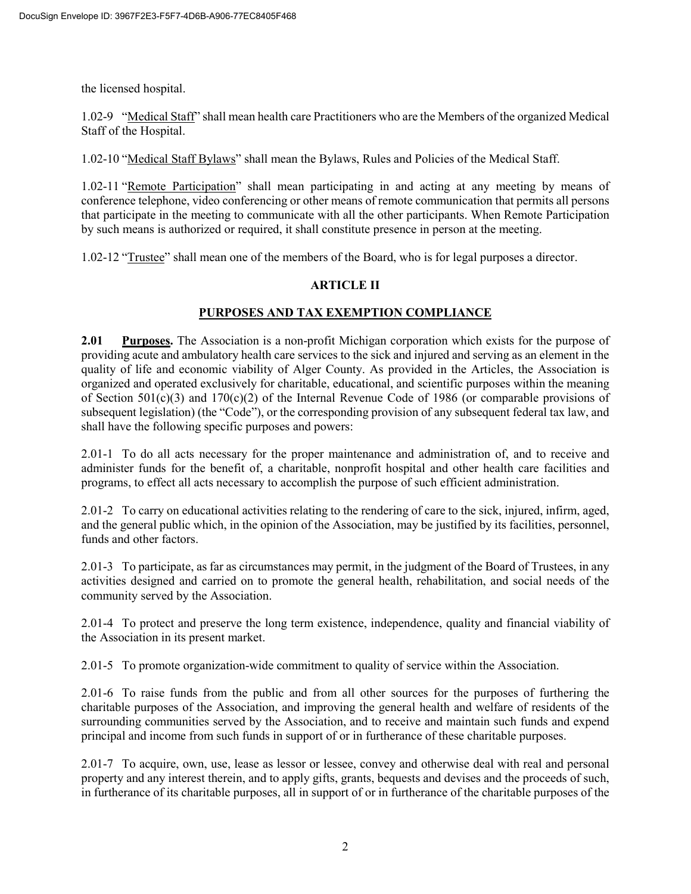the licensed hospital.

1.02-9 "Medical Staff" shall mean health care Practitioners who are the Members of the organized Medical Staff of the Hospital.

1.02-10 "Medical Staff Bylaws" shall mean the Bylaws, Rules and Policies of the Medical Staff.

1.02-11 "Remote Participation" shall mean participating in and acting at any meeting by means of conference telephone, video conferencing or other means of remote communication that permits all persons that participate in the meeting to communicate with all the other participants. When Remote Participation by such means is authorized or required, it shall constitute presence in person at the meeting.

1.02-12 "Trustee" shall mean one of the members of the Board, who is for legal purposes a director.

## ARTICLE II

## PURPOSES AND TAX EXEMPTION COMPLIANCE

**2.01 Purposes.** The Association is a non-profit Michigan corporation which exists for the purpose of providing acute and ambulatory health care services to the sick and injured and serving as an element in the quality of life and economic viability of Alger County. As provided in the Articles, the Association is organized and operated exclusively for charitable, educational, and scientific purposes within the meaning of Section 501(c)(3) and 170(c)(2) of the Internal Revenue Code of 1986 (or comparable provisions of subsequent legislation) (the "Code"), or the corresponding provision of any subsequent federal tax law, and shall have the following specific purposes and powers:

2.01-1 To do all acts necessary for the proper maintenance and administration of, and to receive and administer funds for the benefit of, a charitable, nonprofit hospital and other health care facilities and programs, to effect all acts necessary to accomplish the purpose of such efficient administration.

2.01-2 To carry on educational activities relating to the rendering of care to the sick, injured, infirm, aged, and the general public which, in the opinion of the Association, may be justified by its facilities, personnel, funds and other factors.

2.01-3 To participate, as far as circumstances may permit, in the judgment of the Board of Trustees, in any activities designed and carried on to promote the general health, rehabilitation, and social needs of the community served by the Association.

2.01-4 To protect and preserve the long term existence, independence, quality and financial viability of the Association in its present market.

2.01-5 To promote organization-wide commitment to quality of service within the Association.

2.01-6 To raise funds from the public and from all other sources for the purposes of furthering the charitable purposes of the Association, and improving the general health and welfare of residents of the surrounding communities served by the Association, and to receive and maintain such funds and expend principal and income from such funds in support of or in furtherance of these charitable purposes.

2.01-7 To acquire, own, use, lease as lessor or lessee, convey and otherwise deal with real and personal property and any interest therein, and to apply gifts, grants, bequests and devises and the proceeds of such, in furtherance of its charitable purposes, all in support of or in furtherance of the charitable purposes of the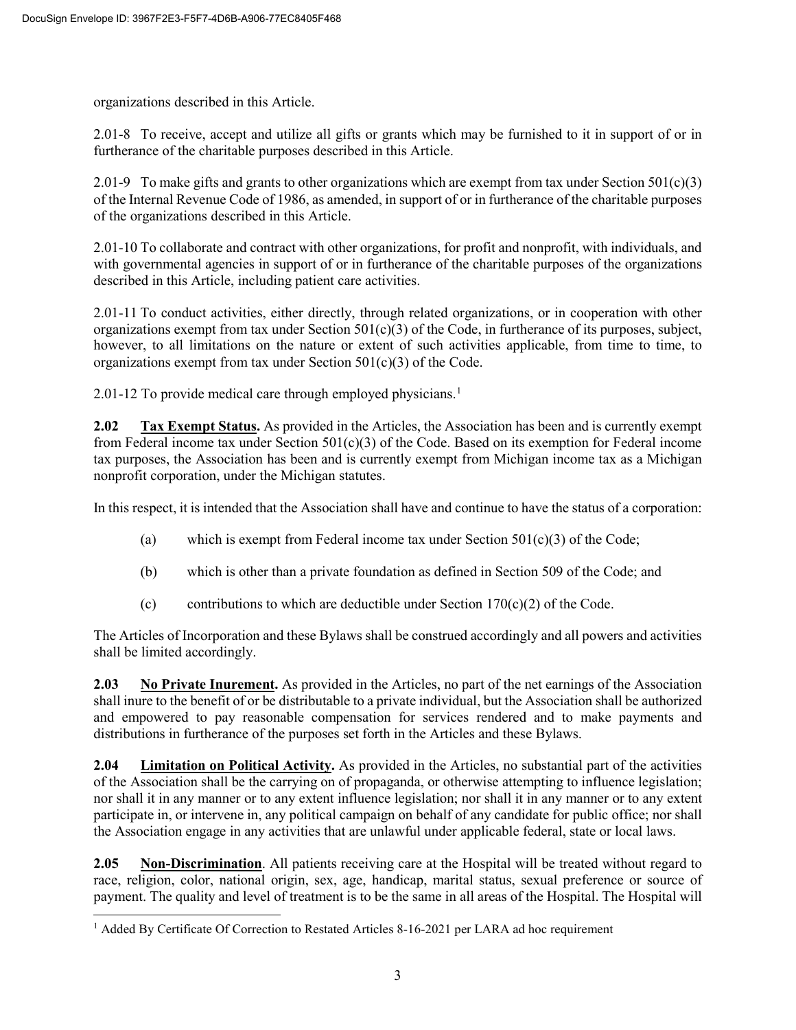organizations described in this Article.

2.01-8 To receive, accept and utilize all gifts or grants which may be furnished to it in support of or in furtherance of the charitable purposes described in this Article.

2.01-9 To make gifts and grants to other organizations which are exempt from tax under Section 501(c)(3) of the Internal Revenue Code of 1986, as amended, in support of or in furtherance of the charitable purposes of the organizations described in this Article.

2.01-10 To collaborate and contract with other organizations, for profit and nonprofit, with individuals, and with governmental agencies in support of or in furtherance of the charitable purposes of the organizations described in this Article, including patient care activities.

2.01-11 To conduct activities, either directly, through related organizations, or in cooperation with other organizations exempt from tax under Section 501(c)(3) of the Code, in furtherance of its purposes, subject, however, to all limitations on the nature or extent of such activities applicable, from time to time, to organizations exempt from tax under Section 501(c)(3) of the Code.

2.01-12 To provide medical care through employed physicians.[1]

**2.02 <u>Tax Exempt Status</u>.** As provided in the Articles, the Association has been and is currently exempt from Federal income tax under Section 501(c)(3) of the Code. Based on its exemption for Federal income tax purposes, the Association has been and is currently exempt from Michigan income tax as a Michigan nonprofit corporation, under the Michigan statutes.

In this respect, it is intended that the Association shall have and continue to have the status of a corporation:

(a) which is exempt from Federal income tax under Section 501(c)(3) of the Code;

(b) which is other than a private foundation as defined in Section 509 of the Code; and

(c) contributions to which are deductible under Section 170(c)(2) of the Code.

The Articles of Incorporation and these Bylaws shall be construed accordingly and all powers and activities shall be limited accordingly.

**2.03 <u>No Private Inurement</u>.** As provided in the Articles, no part of the net earnings of the Association shall inure to the benefit of or be distributable to a private individual, but the Association shall be authorized and empowered to pay reasonable compensation for services rendered and to make payments and distributions in furtherance of the purposes set forth in the Articles and these Bylaws.

**2.04 <u>Limitation on Political Activity</u>.** As provided in the Articles, no substantial part of the activities of the Association shall be the carrying on of propaganda, or otherwise attempting to influence legislation; nor shall it in any manner or to any extent influence legislation; nor shall it in any manner or to any extent participate in, or intervene in, any political campaign on behalf of any candidate for public office; nor shall the Association engage in any activities that are unlawful under applicable federal, state or local laws.

**2.05 <u>Non-Discrimination</u>**. All patients receiving care at the Hospital will be treated without regard to race, religion, color, national origin, sex, age, handicap, marital status, sexual preference or source of payment. The quality and level of treatment is to be the same in all areas of the Hospital. The Hospital will

[1] Added By Certificate Of Correction to Restated Articles 8-16-2021 per LARA ad hoc requirement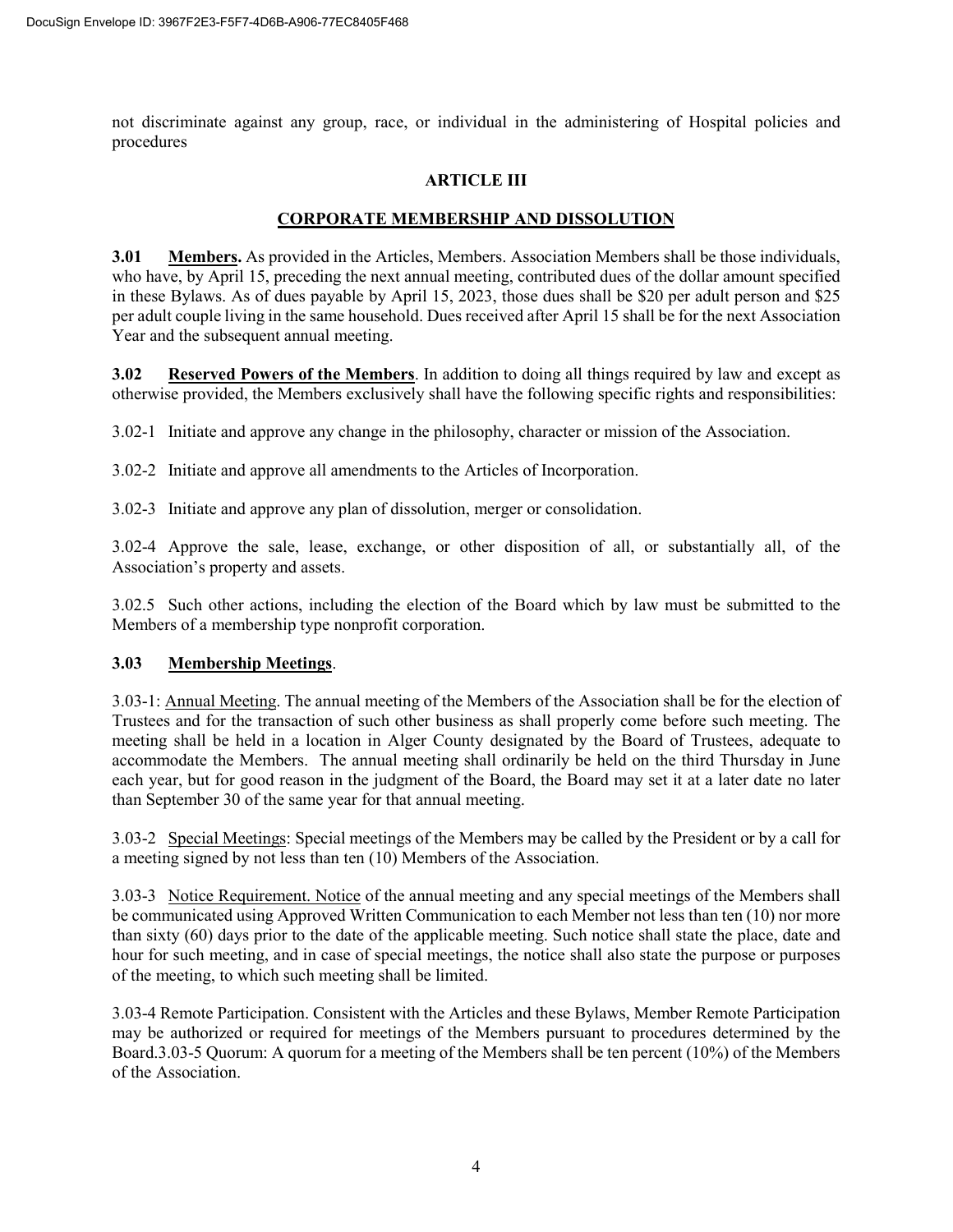not discriminate against any group, race, or individual in the administering of Hospital policies and procedures

## ARTICLE III

## CORPORATE MEMBERSHIP AND DISSOLUTION

**3.01 Members.** As provided in the Articles, Members. Association Members shall be those individuals, who have, by April 15, preceding the next annual meeting, contributed dues of the dollar amount specified in these Bylaws. As of dues payable by April 15, 2023, those dues shall be $20 per adult person and $25 per adult couple living in the same household. Dues received after April 15 shall be for the next Association Year and the subsequent annual meeting.

**3.02 Reserved Powers of the Members**. In addition to doing all things required by law and except as otherwise provided, the Members exclusively shall have the following specific rights and responsibilities:

3.02-1 Initiate and approve any change in the philosophy, character or mission of the Association.

3.02-2 Initiate and approve all amendments to the Articles of Incorporation.

3.02-3 Initiate and approve any plan of dissolution, merger or consolidation.

3.02-4 Approve the sale, lease, exchange, or other disposition of all, or substantially all, of the Association's property and assets.

3.02.5 Such other actions, including the election of the Board which by law must be submitted to the Members of a membership type nonprofit corporation.

**3.03 Membership Meetings**.

3.03-1: Annual Meeting. The annual meeting of the Members of the Association shall be for the election of Trustees and for the transaction of such other business as shall properly come before such meeting. The meeting shall be held in a location in Alger County designated by the Board of Trustees, adequate to accommodate the Members. The annual meeting shall ordinarily be held on the third Thursday in June each year, but for good reason in the judgment of the Board, the Board may set it at a later date no later than September 30 of the same year for that annual meeting.

3.03-2 Special Meetings: Special meetings of the Members may be called by the President or by a call for a meeting signed by not less than ten (10) Members of the Association.

3.03-3 Notice Requirement. Notice of the annual meeting and any special meetings of the Members shall be communicated using Approved Written Communication to each Member not less than ten (10) nor more than sixty (60) days prior to the date of the applicable meeting. Such notice shall state the place, date and hour for such meeting, and in case of special meetings, the notice shall also state the purpose or purposes of the meeting, to which such meeting shall be limited.

3.03-4 Remote Participation. Consistent with the Articles and these Bylaws, Member Remote Participation may be authorized or required for meetings of the Members pursuant to procedures determined by the Board.3.03-5 Quorum: A quorum for a meeting of the Members shall be ten percent (10%) of the Members of the Association.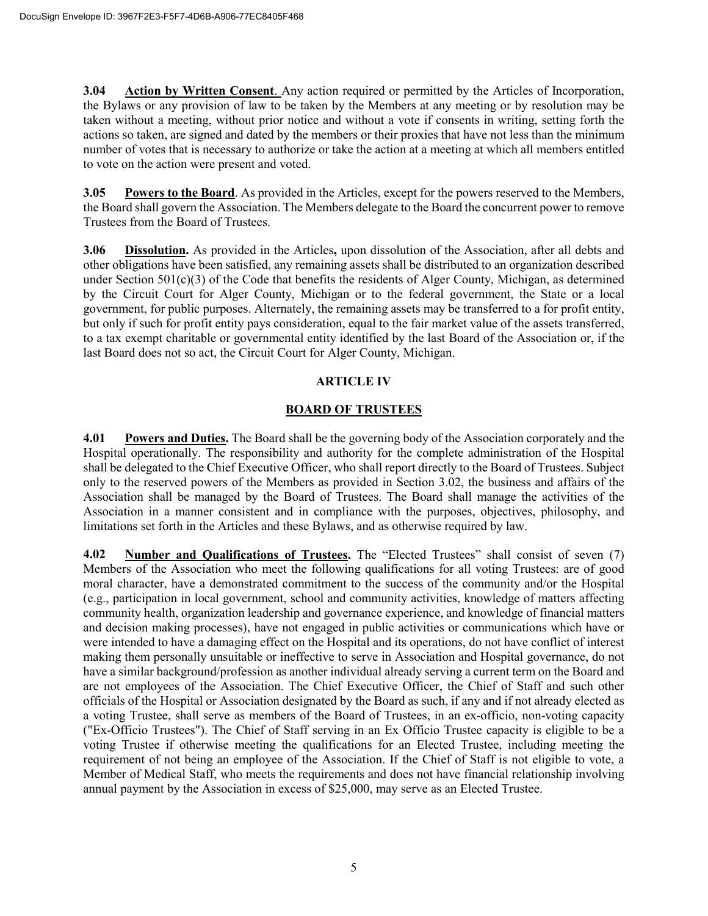**3.04 Action by Written Consent**. Any action required or permitted by the Articles of Incorporation, the Bylaws or any provision of law to be taken by the Members at any meeting or by resolution may be taken without a meeting, without prior notice and without a vote if consents in writing, setting forth the actions so taken, are signed and dated by the members or their proxies that have not less than the minimum number of votes that is necessary to authorize or take the action at a meeting at which all members entitled to vote on the action were present and voted.

**3.05 Powers to the Board**. As provided in the Articles, except for the powers reserved to the Members, the Board shall govern the Association. The Members delegate to the Board the concurrent power to remove Trustees from the Board of Trustees.

**3.06 Dissolution.** As provided in the Articles**,** upon dissolution of the Association, after all debts and other obligations have been satisfied, any remaining assets shall be distributed to an organization described under Section 501(c)(3) of the Code that benefits the residents of Alger County, Michigan, as determined by the Circuit Court for Alger County, Michigan or to the federal government, the State or a local government, for public purposes. Alternately, the remaining assets may be transferred to a for profit entity, but only if such for profit entity pays consideration, equal to the fair market value of the assets transferred, to a tax exempt charitable or governmental entity identified by the last Board of the Association or, if the last Board does not so act, the Circuit Court for Alger County, Michigan.

## ARTICLE IV

## BOARD OF TRUSTEES

**4.01 Powers and Duties.** The Board shall be the governing body of the Association corporately and the Hospital operationally. The responsibility and authority for the complete administration of the Hospital shall be delegated to the Chief Executive Officer, who shall report directly to the Board of Trustees. Subject only to the reserved powers of the Members as provided in Section 3.02, the business and affairs of the Association shall be managed by the Board of Trustees. The Board shall manage the activities of the Association in a manner consistent and in compliance with the purposes, objectives, philosophy, and limitations set forth in the Articles and these Bylaws, and as otherwise required by law.

**4.02 Number and Qualifications of Trustees.** The "Elected Trustees" shall consist of seven (7) Members of the Association who meet the following qualifications for all voting Trustees: are of good moral character, have a demonstrated commitment to the success of the community and/or the Hospital (e.g., participation in local government, school and community activities, knowledge of matters affecting community health, organization leadership and governance experience, and knowledge of financial matters and decision making processes), have not engaged in public activities or communications which have or were intended to have a damaging effect on the Hospital and its operations, do not have conflict of interest making them personally unsuitable or ineffective to serve in Association and Hospital governance, do not have a similar background/profession as another individual already serving a current term on the Board and are not employees of the Association. The Chief Executive Officer, the Chief of Staff and such other officials of the Hospital or Association designated by the Board as such, if any and if not already elected as a voting Trustee, shall serve as members of the Board of Trustees, in an ex-officio, non-voting capacity ("Ex-Officio Trustees"). The Chief of Staff serving in an Ex Officio Trustee capacity is eligible to be a voting Trustee if otherwise meeting the qualifications for an Elected Trustee, including meeting the requirement of not being an employee of the Association. If the Chief of Staff is not eligible to vote, a Member of Medical Staff, who meets the requirements and does not have financial relationship involving annual payment by the Association in excess of $25,000, may serve as an Elected Trustee.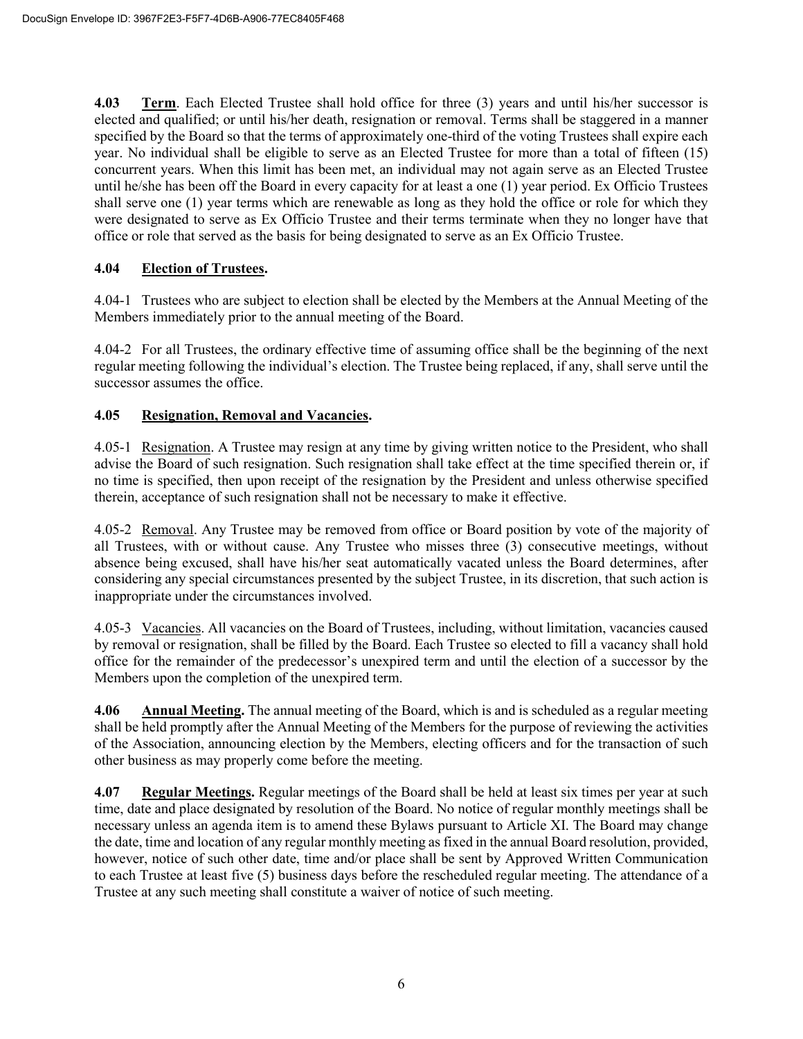**4.03 Term**. Each Elected Trustee shall hold office for three (3) years and until his/her successor is elected and qualified; or until his/her death, resignation or removal. Terms shall be staggered in a manner specified by the Board so that the terms of approximately one-third of the voting Trustees shall expire each year. No individual shall be eligible to serve as an Elected Trustee for more than a total of fifteen (15) concurrent years. When this limit has been met, an individual may not again serve as an Elected Trustee until he/she has been off the Board in every capacity for at least a one (1) year period. Ex Officio Trustees shall serve one (1) year terms which are renewable as long as they hold the office or role for which they were designated to serve as Ex Officio Trustee and their terms terminate when they no longer have that office or role that served as the basis for being designated to serve as an Ex Officio Trustee.

**4.04 Election of Trustees.**

4.04-1 Trustees who are subject to election shall be elected by the Members at the Annual Meeting of the Members immediately prior to the annual meeting of the Board.

4.04-2 For all Trustees, the ordinary effective time of assuming office shall be the beginning of the next regular meeting following the individual's election. The Trustee being replaced, if any, shall serve until the successor assumes the office.

**4.05 Resignation, Removal and Vacancies.**

4.05-1 Resignation. A Trustee may resign at any time by giving written notice to the President, who shall advise the Board of such resignation. Such resignation shall take effect at the time specified therein or, if no time is specified, then upon receipt of the resignation by the President and unless otherwise specified therein, acceptance of such resignation shall not be necessary to make it effective.

4.05-2 Removal. Any Trustee may be removed from office or Board position by vote of the majority of all Trustees, with or without cause. Any Trustee who misses three (3) consecutive meetings, without absence being excused, shall have his/her seat automatically vacated unless the Board determines, after considering any special circumstances presented by the subject Trustee, in its discretion, that such action is inappropriate under the circumstances involved.

4.05-3 Vacancies. All vacancies on the Board of Trustees, including, without limitation, vacancies caused by removal or resignation, shall be filled by the Board. Each Trustee so elected to fill a vacancy shall hold office for the remainder of the predecessor's unexpired term and until the election of a successor by the Members upon the completion of the unexpired term.

**4.06 Annual Meeting.** The annual meeting of the Board, which is and is scheduled as a regular meeting shall be held promptly after the Annual Meeting of the Members for the purpose of reviewing the activities of the Association, announcing election by the Members, electing officers and for the transaction of such other business as may properly come before the meeting.

**4.07 Regular Meetings.** Regular meetings of the Board shall be held at least six times per year at such time, date and place designated by resolution of the Board. No notice of regular monthly meetings shall be necessary unless an agenda item is to amend these Bylaws pursuant to Article XI. The Board may change the date, time and location of any regular monthly meeting as fixed in the annual Board resolution, provided, however, notice of such other date, time and/or place shall be sent by Approved Written Communication to each Trustee at least five (5) business days before the rescheduled regular meeting. The attendance of a Trustee at any such meeting shall constitute a waiver of notice of such meeting.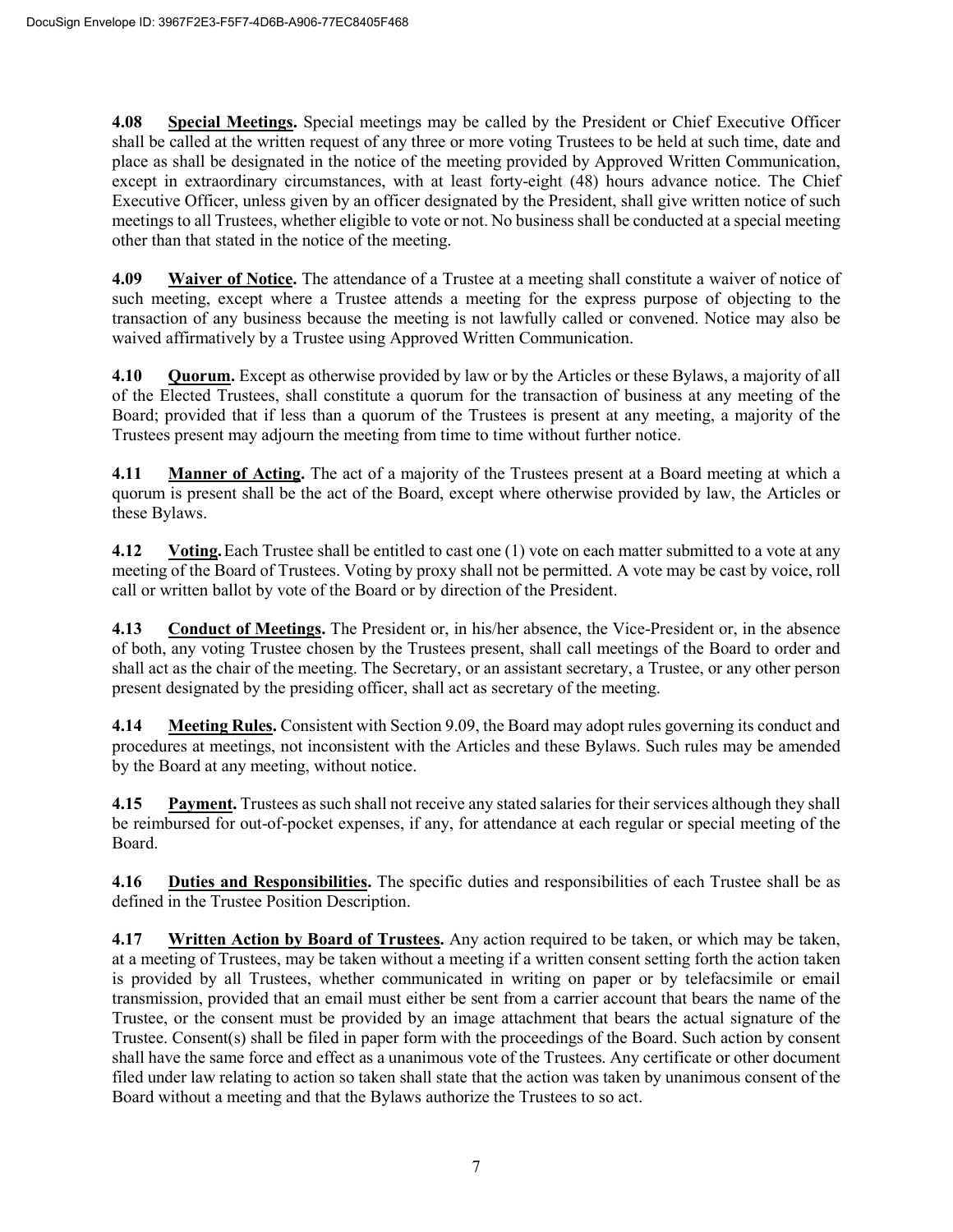**4.08 Special Meetings.** Special meetings may be called by the President or Chief Executive Officer shall be called at the written request of any three or more voting Trustees to be held at such time, date and place as shall be designated in the notice of the meeting provided by Approved Written Communication, except in extraordinary circumstances, with at least forty-eight (48) hours advance notice. The Chief Executive Officer, unless given by an officer designated by the President, shall give written notice of such meetings to all Trustees, whether eligible to vote or not. No business shall be conducted at a special meeting other than that stated in the notice of the meeting.

**4.09 Waiver of Notice.** The attendance of a Trustee at a meeting shall constitute a waiver of notice of such meeting, except where a Trustee attends a meeting for the express purpose of objecting to the transaction of any business because the meeting is not lawfully called or convened. Notice may also be waived affirmatively by a Trustee using Approved Written Communication.

**4.10 Quorum.** Except as otherwise provided by law or by the Articles or these Bylaws, a majority of all of the Elected Trustees, shall constitute a quorum for the transaction of business at any meeting of the Board; provided that if less than a quorum of the Trustees is present at any meeting, a majority of the Trustees present may adjourn the meeting from time to time without further notice.

**4.11 Manner of Acting.** The act of a majority of the Trustees present at a Board meeting at which a quorum is present shall be the act of the Board, except where otherwise provided by law, the Articles or these Bylaws.

**4.12 Voting.** Each Trustee shall be entitled to cast one (1) vote on each matter submitted to a vote at any meeting of the Board of Trustees. Voting by proxy shall not be permitted. A vote may be cast by voice, roll call or written ballot by vote of the Board or by direction of the President.

**4.13 Conduct of Meetings.** The President or, in his/her absence, the Vice-President or, in the absence of both, any voting Trustee chosen by the Trustees present, shall call meetings of the Board to order and shall act as the chair of the meeting. The Secretary, or an assistant secretary, a Trustee, or any other person present designated by the presiding officer, shall act as secretary of the meeting.

**4.14 Meeting Rules.** Consistent with Section 9.09, the Board may adopt rules governing its conduct and procedures at meetings, not inconsistent with the Articles and these Bylaws. Such rules may be amended by the Board at any meeting, without notice.

**4.15 Payment.** Trustees as such shall not receive any stated salaries for their services although they shall be reimbursed for out-of-pocket expenses, if any, for attendance at each regular or special meeting of the Board.

**4.16 Duties and Responsibilities.** The specific duties and responsibilities of each Trustee shall be as defined in the Trustee Position Description.

**4.17 Written Action by Board of Trustees.** Any action required to be taken, or which may be taken, at a meeting of Trustees, may be taken without a meeting if a written consent setting forth the action taken is provided by all Trustees, whether communicated in writing on paper or by telefacsimile or email transmission, provided that an email must either be sent from a carrier account that bears the name of the Trustee, or the consent must be provided by an image attachment that bears the actual signature of the Trustee. Consent(s) shall be filed in paper form with the proceedings of the Board. Such action by consent shall have the same force and effect as a unanimous vote of the Trustees. Any certificate or other document filed under law relating to action so taken shall state that the action was taken by unanimous consent of the Board without a meeting and that the Bylaws authorize the Trustees to so act.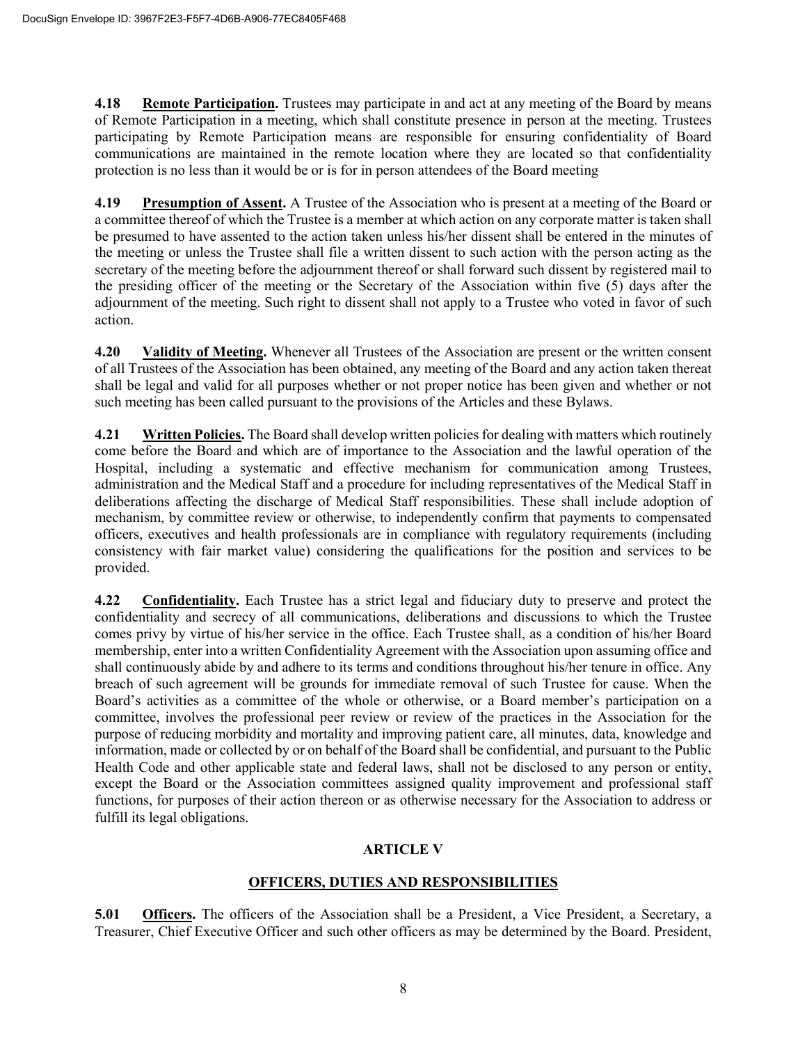**4.18 Remote Participation.** Trustees may participate in and act at any meeting of the Board by means of Remote Participation in a meeting, which shall constitute presence in person at the meeting. Trustees participating by Remote Participation means are responsible for ensuring confidentiality of Board communications are maintained in the remote location where they are located so that confidentiality protection is no less than it would be or is for in person attendees of the Board meeting

**4.19 Presumption of Assent.** A Trustee of the Association who is present at a meeting of the Board or a committee thereof of which the Trustee is a member at which action on any corporate matter is taken shall be presumed to have assented to the action taken unless his/her dissent shall be entered in the minutes of the meeting or unless the Trustee shall file a written dissent to such action with the person acting as the secretary of the meeting before the adjournment thereof or shall forward such dissent by registered mail to the presiding officer of the meeting or the Secretary of the Association within five (5) days after the adjournment of the meeting. Such right to dissent shall not apply to a Trustee who voted in favor of such action.

**4.20 Validity of Meeting.** Whenever all Trustees of the Association are present or the written consent of all Trustees of the Association has been obtained, any meeting of the Board and any action taken thereat shall be legal and valid for all purposes whether or not proper notice has been given and whether or not such meeting has been called pursuant to the provisions of the Articles and these Bylaws.

**4.21 Written Policies.** The Board shall develop written policies for dealing with matters which routinely come before the Board and which are of importance to the Association and the lawful operation of the Hospital, including a systematic and effective mechanism for communication among Trustees, administration and the Medical Staff and a procedure for including representatives of the Medical Staff in deliberations affecting the discharge of Medical Staff responsibilities. These shall include adoption of mechanism, by committee review or otherwise, to independently confirm that payments to compensated officers, executives and health professionals are in compliance with regulatory requirements (including consistency with fair market value) considering the qualifications for the position and services to be provided.

**4.22 Confidentiality.** Each Trustee has a strict legal and fiduciary duty to preserve and protect the confidentiality and secrecy of all communications, deliberations and discussions to which the Trustee comes privy by virtue of his/her service in the office. Each Trustee shall, as a condition of his/her Board membership, enter into a written Confidentiality Agreement with the Association upon assuming office and shall continuously abide by and adhere to its terms and conditions throughout his/her tenure in office. Any breach of such agreement will be grounds for immediate removal of such Trustee for cause. When the Board's activities as a committee of the whole or otherwise, or a Board member's participation on a committee, involves the professional peer review or review of the practices in the Association for the purpose of reducing morbidity and mortality and improving patient care, all minutes, data, knowledge and information, made or collected by or on behalf of the Board shall be confidential, and pursuant to the Public Health Code and other applicable state and federal laws, shall not be disclosed to any person or entity, except the Board or the Association committees assigned quality improvement and professional staff functions, for purposes of their action thereon or as otherwise necessary for the Association to address or fulfill its legal obligations.

## ARTICLE V

## OFFICERS, DUTIES AND RESPONSIBILITIES

**5.01 Officers.** The officers of the Association shall be a President, a Vice President, a Secretary, a Treasurer, Chief Executive Officer and such other officers as may be determined by the Board. President,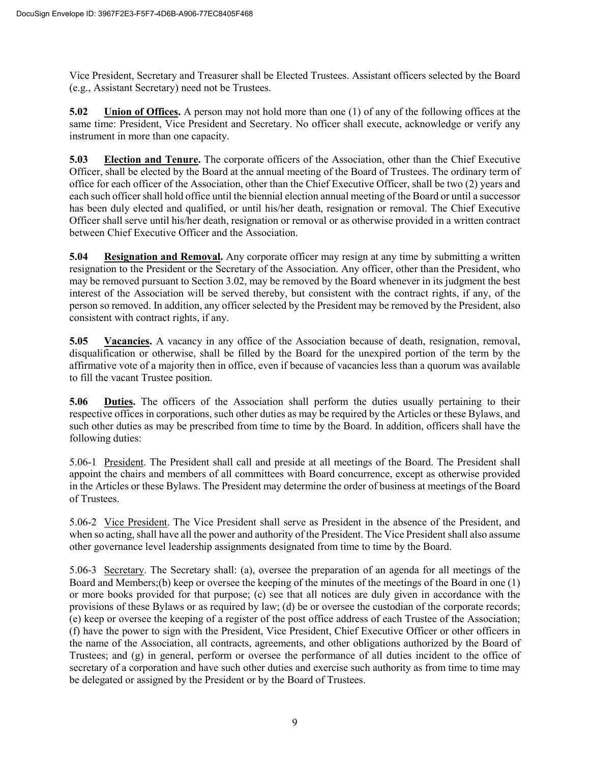Vice President, Secretary and Treasurer shall be Elected Trustees. Assistant officers selected by the Board (e.g., Assistant Secretary) need not be Trustees.

**5.02 Union of Offices.** A person may not hold more than one (1) of any of the following offices at the same time: President, Vice President and Secretary. No officer shall execute, acknowledge or verify any instrument in more than one capacity.

**5.03 Election and Tenure.** The corporate officers of the Association, other than the Chief Executive Officer, shall be elected by the Board at the annual meeting of the Board of Trustees. The ordinary term of office for each officer of the Association, other than the Chief Executive Officer, shall be two (2) years and each such officer shall hold office until the biennial election annual meeting of the Board or until a successor has been duly elected and qualified, or until his/her death, resignation or removal. The Chief Executive Officer shall serve until his/her death, resignation or removal or as otherwise provided in a written contract between Chief Executive Officer and the Association.

**5.04 Resignation and Removal.** Any corporate officer may resign at any time by submitting a written resignation to the President or the Secretary of the Association. Any officer, other than the President, who may be removed pursuant to Section 3.02, may be removed by the Board whenever in its judgment the best interest of the Association will be served thereby, but consistent with the contract rights, if any, of the person so removed. In addition, any officer selected by the President may be removed by the President, also consistent with contract rights, if any.

**5.05 Vacancies.** A vacancy in any office of the Association because of death, resignation, removal, disqualification or otherwise, shall be filled by the Board for the unexpired portion of the term by the affirmative vote of a majority then in office, even if because of vacancies less than a quorum was available to fill the vacant Trustee position.

**5.06 Duties.** The officers of the Association shall perform the duties usually pertaining to their respective offices in corporations, such other duties as may be required by the Articles or these Bylaws, and such other duties as may be prescribed from time to time by the Board. In addition, officers shall have the following duties:

5.06-1 President. The President shall call and preside at all meetings of the Board. The President shall appoint the chairs and members of all committees with Board concurrence, except as otherwise provided in the Articles or these Bylaws. The President may determine the order of business at meetings of the Board of Trustees.

5.06-2 Vice President. The Vice President shall serve as President in the absence of the President, and when so acting, shall have all the power and authority of the President. The Vice President shall also assume other governance level leadership assignments designated from time to time by the Board.

5.06-3 Secretary. The Secretary shall: (a), oversee the preparation of an agenda for all meetings of the Board and Members;(b) keep or oversee the keeping of the minutes of the meetings of the Board in one (1) or more books provided for that purpose; (c) see that all notices are duly given in accordance with the provisions of these Bylaws or as required by law; (d) be or oversee the custodian of the corporate records; (e) keep or oversee the keeping of a register of the post office address of each Trustee of the Association; (f) have the power to sign with the President, Vice President, Chief Executive Officer or other officers in the name of the Association, all contracts, agreements, and other obligations authorized by the Board of Trustees; and (g) in general, perform or oversee the performance of all duties incident to the office of secretary of a corporation and have such other duties and exercise such authority as from time to time may be delegated or assigned by the President or by the Board of Trustees.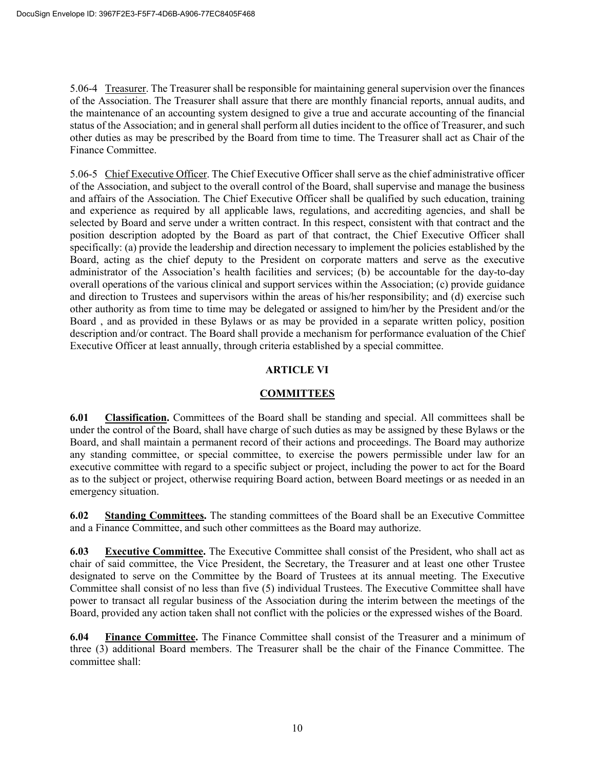5.06-4 Treasurer. The Treasurer shall be responsible for maintaining general supervision over the finances of the Association. The Treasurer shall assure that there are monthly financial reports, annual audits, and the maintenance of an accounting system designed to give a true and accurate accounting of the financial status of the Association; and in general shall perform all duties incident to the office of Treasurer, and such other duties as may be prescribed by the Board from time to time. The Treasurer shall act as Chair of the Finance Committee.

5.06-5 Chief Executive Officer. The Chief Executive Officer shall serve as the chief administrative officer of the Association, and subject to the overall control of the Board, shall supervise and manage the business and affairs of the Association. The Chief Executive Officer shall be qualified by such education, training and experience as required by all applicable laws, regulations, and accrediting agencies, and shall be selected by Board and serve under a written contract. In this respect, consistent with that contract and the position description adopted by the Board as part of that contract, the Chief Executive Officer shall specifically: (a) provide the leadership and direction necessary to implement the policies established by the Board, acting as the chief deputy to the President on corporate matters and serve as the executive administrator of the Association's health facilities and services; (b) be accountable for the day-to-day overall operations of the various clinical and support services within the Association; (c) provide guidance and direction to Trustees and supervisors within the areas of his/her responsibility; and (d) exercise such other authority as from time to time may be delegated or assigned to him/her by the President and/or the Board , and as provided in these Bylaws or as may be provided in a separate written policy, position description and/or contract. The Board shall provide a mechanism for performance evaluation of the Chief Executive Officer at least annually, through criteria established by a special committee.

## ARTICLE VI

## COMMITTEES

**6.01 Classification.** Committees of the Board shall be standing and special. All committees shall be under the control of the Board, shall have charge of such duties as may be assigned by these Bylaws or the Board, and shall maintain a permanent record of their actions and proceedings. The Board may authorize any standing committee, or special committee, to exercise the powers permissible under law for an executive committee with regard to a specific subject or project, including the power to act for the Board as to the subject or project, otherwise requiring Board action, between Board meetings or as needed in an emergency situation.

**6.02 Standing Committees.** The standing committees of the Board shall be an Executive Committee and a Finance Committee, and such other committees as the Board may authorize.

**6.03 Executive Committee.** The Executive Committee shall consist of the President, who shall act as chair of said committee, the Vice President, the Secretary, the Treasurer and at least one other Trustee designated to serve on the Committee by the Board of Trustees at its annual meeting. The Executive Committee shall consist of no less than five (5) individual Trustees. The Executive Committee shall have power to transact all regular business of the Association during the interim between the meetings of the Board, provided any action taken shall not conflict with the policies or the expressed wishes of the Board.

**6.04 Finance Committee.** The Finance Committee shall consist of the Treasurer and a minimum of three (3) additional Board members. The Treasurer shall be the chair of the Finance Committee. The committee shall: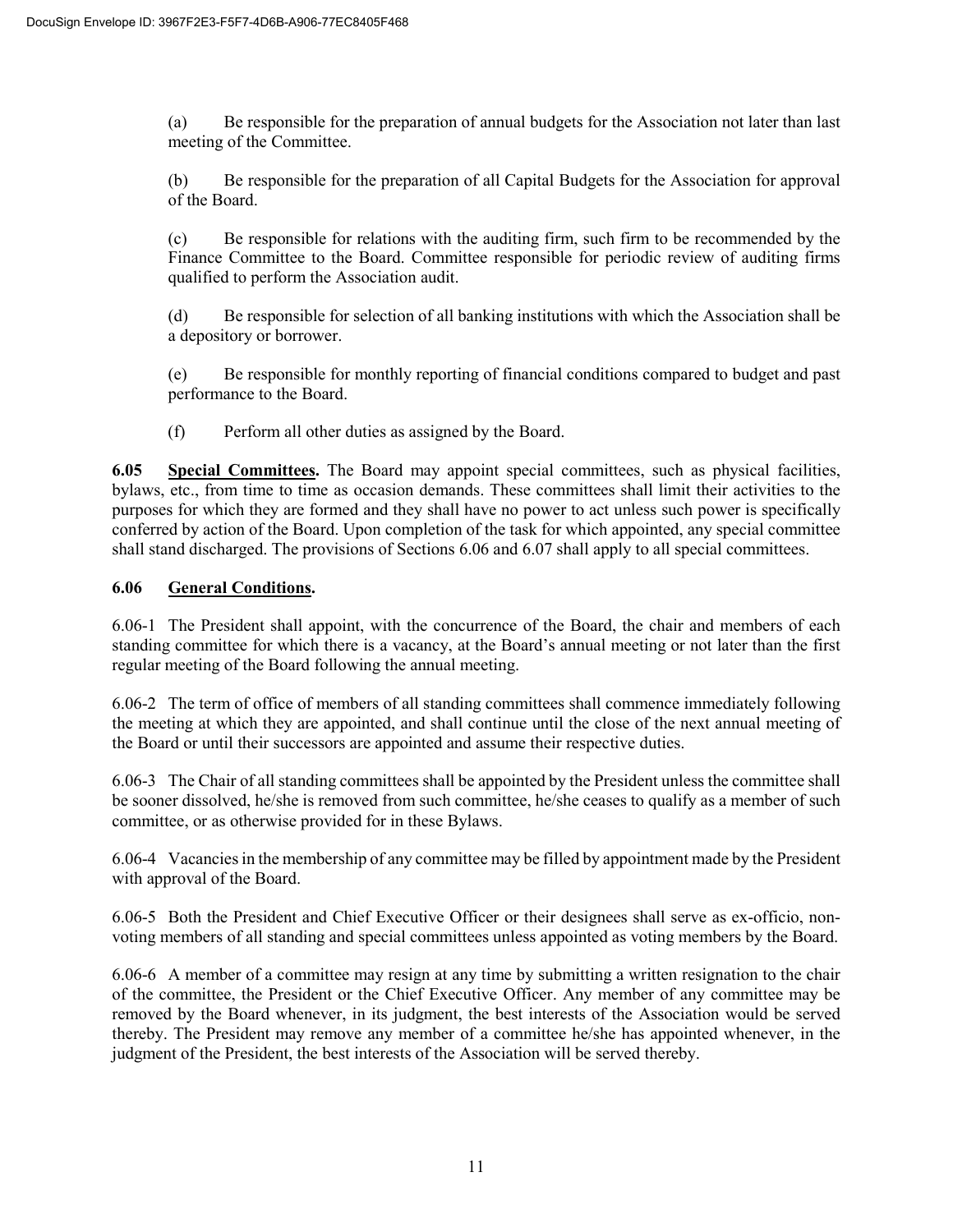(a) Be responsible for the preparation of annual budgets for the Association not later than last meeting of the Committee.

(b) Be responsible for the preparation of all Capital Budgets for the Association for approval of the Board.

(c) Be responsible for relations with the auditing firm, such firm to be recommended by the Finance Committee to the Board. Committee responsible for periodic review of auditing firms qualified to perform the Association audit.

(d) Be responsible for selection of all banking institutions with which the Association shall be a depository or borrower.

(e) Be responsible for monthly reporting of financial conditions compared to budget and past performance to the Board.

(f) Perform all other duties as assigned by the Board.

**6.05 <u>Special Committees</u>.** The Board may appoint special committees, such as physical facilities, bylaws, etc., from time to time as occasion demands. These committees shall limit their activities to the purposes for which they are formed and they shall have no power to act unless such power is specifically conferred by action of the Board. Upon completion of the task for which appointed, any special committee shall stand discharged. The provisions of Sections 6.06 and 6.07 shall apply to all special committees.

**6.06 <u>General Conditions</u>.**

6.06-1 The President shall appoint, with the concurrence of the Board, the chair and members of each standing committee for which there is a vacancy, at the Board's annual meeting or not later than the first regular meeting of the Board following the annual meeting.

6.06-2 The term of office of members of all standing committees shall commence immediately following the meeting at which they are appointed, and shall continue until the close of the next annual meeting of the Board or until their successors are appointed and assume their respective duties.

6.06-3 The Chair of all standing committees shall be appointed by the President unless the committee shall be sooner dissolved, he/she is removed from such committee, he/she ceases to qualify as a member of such committee, or as otherwise provided for in these Bylaws.

6.06-4 Vacancies in the membership of any committee may be filled by appointment made by the President with approval of the Board.

6.06-5 Both the President and Chief Executive Officer or their designees shall serve as ex-officio, non-voting members of all standing and special committees unless appointed as voting members by the Board.

6.06-6 A member of a committee may resign at any time by submitting a written resignation to the chair of the committee, the President or the Chief Executive Officer. Any member of any committee may be removed by the Board whenever, in its judgment, the best interests of the Association would be served thereby. The President may remove any member of a committee he/she has appointed whenever, in the judgment of the President, the best interests of the Association will be served thereby.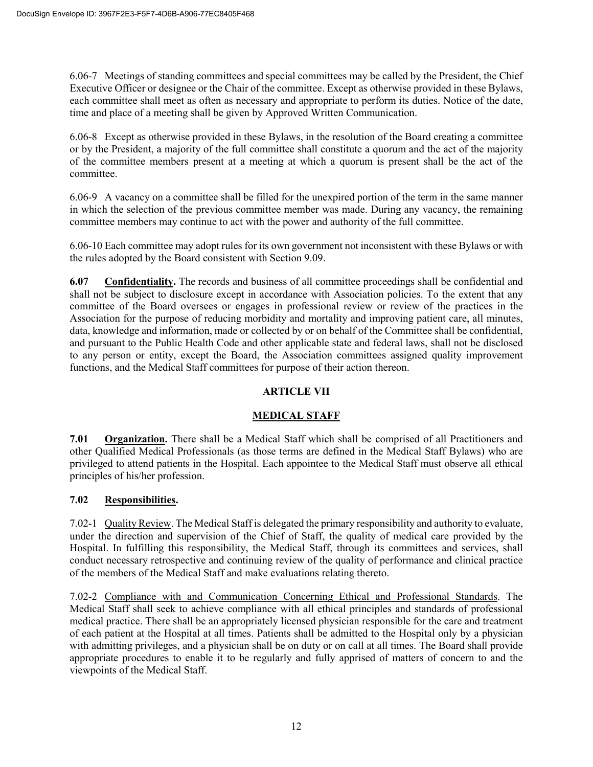6.06-7 Meetings of standing committees and special committees may be called by the President, the Chief Executive Officer or designee or the Chair of the committee. Except as otherwise provided in these Bylaws, each committee shall meet as often as necessary and appropriate to perform its duties. Notice of the date, time and place of a meeting shall be given by Approved Written Communication.

6.06-8 Except as otherwise provided in these Bylaws, in the resolution of the Board creating a committee or by the President, a majority of the full committee shall constitute a quorum and the act of the majority of the committee members present at a meeting at which a quorum is present shall be the act of the committee.

6.06-9 A vacancy on a committee shall be filled for the unexpired portion of the term in the same manner in which the selection of the previous committee member was made. During any vacancy, the remaining committee members may continue to act with the power and authority of the full committee.

6.06-10 Each committee may adopt rules for its own government not inconsistent with these Bylaws or with the rules adopted by the Board consistent with Section 9.09.

**6.07 Confidentiality.** The records and business of all committee proceedings shall be confidential and shall not be subject to disclosure except in accordance with Association policies. To the extent that any committee of the Board oversees or engages in professional review or review of the practices in the Association for the purpose of reducing morbidity and mortality and improving patient care, all minutes, data, knowledge and information, made or collected by or on behalf of the Committee shall be confidential, and pursuant to the Public Health Code and other applicable state and federal laws, shall not be disclosed to any person or entity, except the Board, the Association committees assigned quality improvement functions, and the Medical Staff committees for purpose of their action thereon.

## ARTICLE VII

## MEDICAL STAFF

**7.01 Organization.** There shall be a Medical Staff which shall be comprised of all Practitioners and other Qualified Medical Professionals (as those terms are defined in the Medical Staff Bylaws) who are privileged to attend patients in the Hospital. Each appointee to the Medical Staff must observe all ethical principles of his/her profession.

**7.02 Responsibilities.**

7.02-1 Quality Review. The Medical Staff is delegated the primary responsibility and authority to evaluate, under the direction and supervision of the Chief of Staff, the quality of medical care provided by the Hospital. In fulfilling this responsibility, the Medical Staff, through its committees and services, shall conduct necessary retrospective and continuing review of the quality of performance and clinical practice of the members of the Medical Staff and make evaluations relating thereto.

7.02-2 Compliance with and Communication Concerning Ethical and Professional Standards. The Medical Staff shall seek to achieve compliance with all ethical principles and standards of professional medical practice. There shall be an appropriately licensed physician responsible for the care and treatment of each patient at the Hospital at all times. Patients shall be admitted to the Hospital only by a physician with admitting privileges, and a physician shall be on duty or on call at all times. The Board shall provide appropriate procedures to enable it to be regularly and fully apprised of matters of concern to and the viewpoints of the Medical Staff.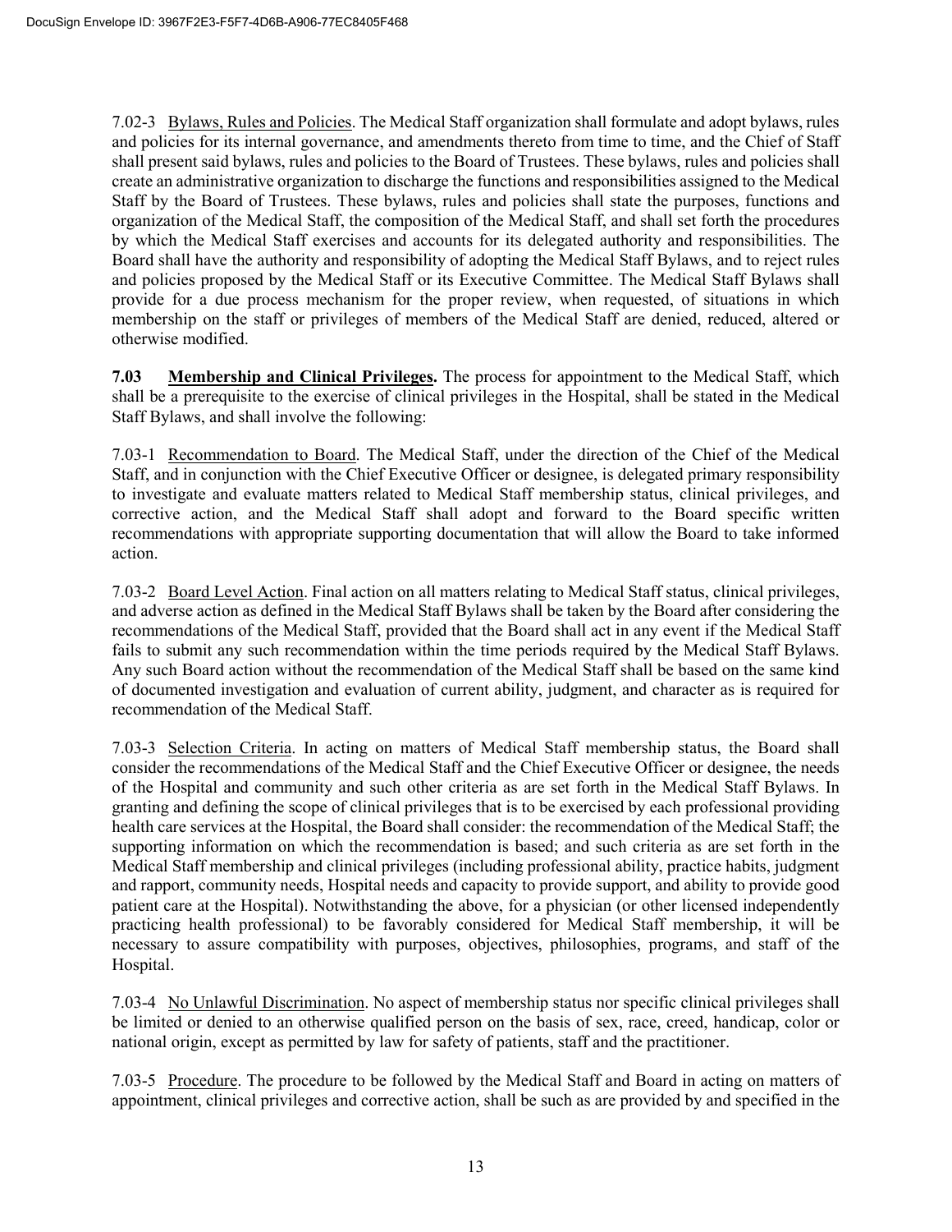7.02-3 Bylaws, Rules and Policies. The Medical Staff organization shall formulate and adopt bylaws, rules and policies for its internal governance, and amendments thereto from time to time, and the Chief of Staff shall present said bylaws, rules and policies to the Board of Trustees. These bylaws, rules and policies shall create an administrative organization to discharge the functions and responsibilities assigned to the Medical Staff by the Board of Trustees. These bylaws, rules and policies shall state the purposes, functions and organization of the Medical Staff, the composition of the Medical Staff, and shall set forth the procedures by which the Medical Staff exercises and accounts for its delegated authority and responsibilities. The Board shall have the authority and responsibility of adopting the Medical Staff Bylaws, and to reject rules and policies proposed by the Medical Staff or its Executive Committee. The Medical Staff Bylaws shall provide for a due process mechanism for the proper review, when requested, of situations in which membership on the staff or privileges of members of the Medical Staff are denied, reduced, altered or otherwise modified.

**7.03 Membership and Clinical Privileges.** The process for appointment to the Medical Staff, which shall be a prerequisite to the exercise of clinical privileges in the Hospital, shall be stated in the Medical Staff Bylaws, and shall involve the following:

7.03-1 Recommendation to Board. The Medical Staff, under the direction of the Chief of the Medical Staff, and in conjunction with the Chief Executive Officer or designee, is delegated primary responsibility to investigate and evaluate matters related to Medical Staff membership status, clinical privileges, and corrective action, and the Medical Staff shall adopt and forward to the Board specific written recommendations with appropriate supporting documentation that will allow the Board to take informed action.

7.03-2 Board Level Action. Final action on all matters relating to Medical Staff status, clinical privileges, and adverse action as defined in the Medical Staff Bylaws shall be taken by the Board after considering the recommendations of the Medical Staff, provided that the Board shall act in any event if the Medical Staff fails to submit any such recommendation within the time periods required by the Medical Staff Bylaws. Any such Board action without the recommendation of the Medical Staff shall be based on the same kind of documented investigation and evaluation of current ability, judgment, and character as is required for recommendation of the Medical Staff.

7.03-3 Selection Criteria. In acting on matters of Medical Staff membership status, the Board shall consider the recommendations of the Medical Staff and the Chief Executive Officer or designee, the needs of the Hospital and community and such other criteria as are set forth in the Medical Staff Bylaws. In granting and defining the scope of clinical privileges that is to be exercised by each professional providing health care services at the Hospital, the Board shall consider: the recommendation of the Medical Staff; the supporting information on which the recommendation is based; and such criteria as are set forth in the Medical Staff membership and clinical privileges (including professional ability, practice habits, judgment and rapport, community needs, Hospital needs and capacity to provide support, and ability to provide good patient care at the Hospital). Notwithstanding the above, for a physician (or other licensed independently practicing health professional) to be favorably considered for Medical Staff membership, it will be necessary to assure compatibility with purposes, objectives, philosophies, programs, and staff of the Hospital.

7.03-4 No Unlawful Discrimination. No aspect of membership status nor specific clinical privileges shall be limited or denied to an otherwise qualified person on the basis of sex, race, creed, handicap, color or national origin, except as permitted by law for safety of patients, staff and the practitioner.

7.03-5 Procedure. The procedure to be followed by the Medical Staff and Board in acting on matters of appointment, clinical privileges and corrective action, shall be such as are provided by and specified in the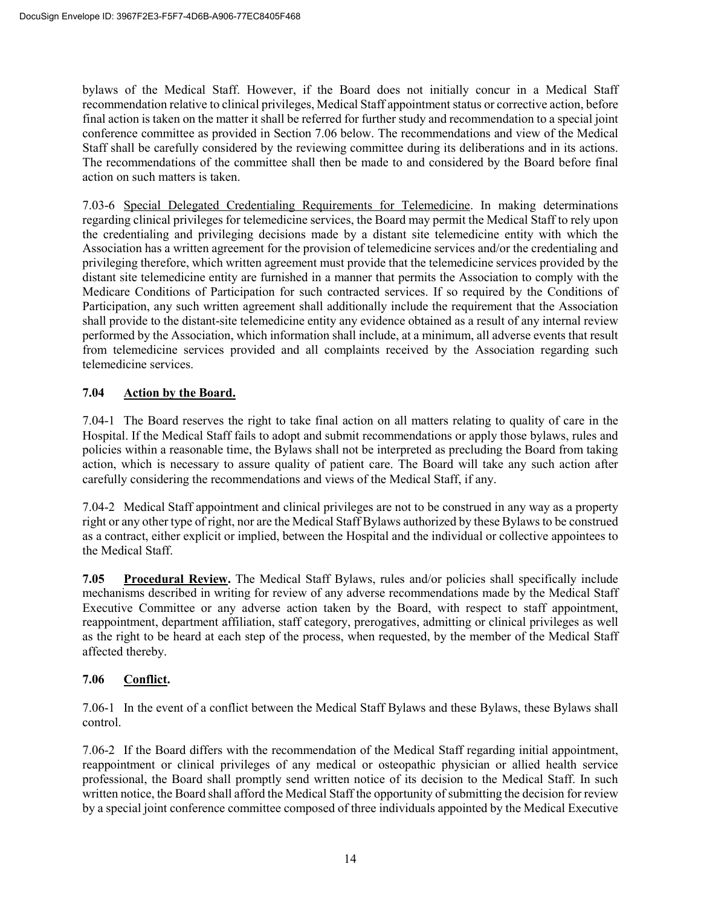bylaws of the Medical Staff. However, if the Board does not initially concur in a Medical Staff recommendation relative to clinical privileges, Medical Staff appointment status or corrective action, before final action is taken on the matter it shall be referred for further study and recommendation to a special joint conference committee as provided in Section 7.06 below. The recommendations and view of the Medical Staff shall be carefully considered by the reviewing committee during its deliberations and in its actions. The recommendations of the committee shall then be made to and considered by the Board before final action on such matters is taken.

7.03-6 Special Delegated Credentialing Requirements for Telemedicine. In making determinations regarding clinical privileges for telemedicine services, the Board may permit the Medical Staff to rely upon the credentialing and privileging decisions made by a distant site telemedicine entity with which the Association has a written agreement for the provision of telemedicine services and/or the credentialing and privileging therefore, which written agreement must provide that the telemedicine services provided by the distant site telemedicine entity are furnished in a manner that permits the Association to comply with the Medicare Conditions of Participation for such contracted services. If so required by the Conditions of Participation, any such written agreement shall additionally include the requirement that the Association shall provide to the distant-site telemedicine entity any evidence obtained as a result of any internal review performed by the Association, which information shall include, at a minimum, all adverse events that result from telemedicine services provided and all complaints received by the Association regarding such telemedicine services.

### 7.04 Action by the Board.

7.04-1 The Board reserves the right to take final action on all matters relating to quality of care in the Hospital. If the Medical Staff fails to adopt and submit recommendations or apply those bylaws, rules and policies within a reasonable time, the Bylaws shall not be interpreted as precluding the Board from taking action, which is necessary to assure quality of patient care. The Board will take any such action after carefully considering the recommendations and views of the Medical Staff, if any.

7.04-2 Medical Staff appointment and clinical privileges are not to be construed in any way as a property right or any other type of right, nor are the Medical Staff Bylaws authorized by these Bylaws to be construed as a contract, either explicit or implied, between the Hospital and the individual or collective appointees to the Medical Staff.

**7.05 Procedural Review.** The Medical Staff Bylaws, rules and/or policies shall specifically include mechanisms described in writing for review of any adverse recommendations made by the Medical Staff Executive Committee or any adverse action taken by the Board, with respect to staff appointment, reappointment, department affiliation, staff category, prerogatives, admitting or clinical privileges as well as the right to be heard at each step of the process, when requested, by the member of the Medical Staff affected thereby.

### 7.06 Conflict.

7.06-1 In the event of a conflict between the Medical Staff Bylaws and these Bylaws, these Bylaws shall control.

7.06-2 If the Board differs with the recommendation of the Medical Staff regarding initial appointment, reappointment or clinical privileges of any medical or osteopathic physician or allied health service professional, the Board shall promptly send written notice of its decision to the Medical Staff. In such written notice, the Board shall afford the Medical Staff the opportunity of submitting the decision for review by a special joint conference committee composed of three individuals appointed by the Medical Executive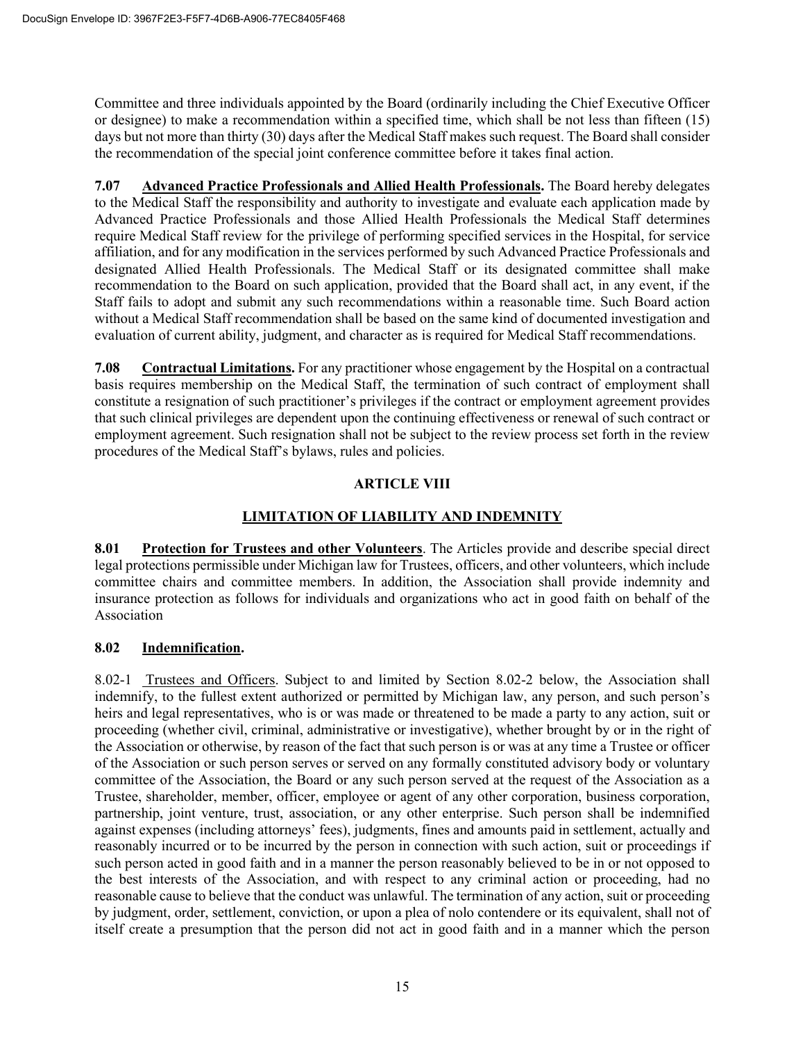Committee and three individuals appointed by the Board (ordinarily including the Chief Executive Officer or designee) to make a recommendation within a specified time, which shall be not less than fifteen (15) days but not more than thirty (30) days after the Medical Staff makes such request. The Board shall consider the recommendation of the special joint conference committee before it takes final action.

**7.07 Advanced Practice Professionals and Allied Health Professionals.** The Board hereby delegates to the Medical Staff the responsibility and authority to investigate and evaluate each application made by Advanced Practice Professionals and those Allied Health Professionals the Medical Staff determines require Medical Staff review for the privilege of performing specified services in the Hospital, for service affiliation, and for any modification in the services performed by such Advanced Practice Professionals and designated Allied Health Professionals. The Medical Staff or its designated committee shall make recommendation to the Board on such application, provided that the Board shall act, in any event, if the Staff fails to adopt and submit any such recommendations within a reasonable time. Such Board action without a Medical Staff recommendation shall be based on the same kind of documented investigation and evaluation of current ability, judgment, and character as is required for Medical Staff recommendations.

**7.08 Contractual Limitations.** For any practitioner whose engagement by the Hospital on a contractual basis requires membership on the Medical Staff, the termination of such contract of employment shall constitute a resignation of such practitioner's privileges if the contract or employment agreement provides that such clinical privileges are dependent upon the continuing effectiveness or renewal of such contract or employment agreement. Such resignation shall not be subject to the review process set forth in the review procedures of the Medical Staff's bylaws, rules and policies.

## ARTICLE VIII

## LIMITATION OF LIABILITY AND INDEMNITY

**8.01 Protection for Trustees and other Volunteers**. The Articles provide and describe special direct legal protections permissible under Michigan law for Trustees, officers, and other volunteers, which include committee chairs and committee members. In addition, the Association shall provide indemnity and insurance protection as follows for individuals and organizations who act in good faith on behalf of the Association

**8.02 Indemnification.**

8.02-1 Trustees and Officers. Subject to and limited by Section 8.02-2 below, the Association shall indemnify, to the fullest extent authorized or permitted by Michigan law, any person, and such person's heirs and legal representatives, who is or was made or threatened to be made a party to any action, suit or proceeding (whether civil, criminal, administrative or investigative), whether brought by or in the right of the Association or otherwise, by reason of the fact that such person is or was at any time a Trustee or officer of the Association or such person serves or served on any formally constituted advisory body or voluntary committee of the Association, the Board or any such person served at the request of the Association as a Trustee, shareholder, member, officer, employee or agent of any other corporation, business corporation, partnership, joint venture, trust, association, or any other enterprise. Such person shall be indemnified against expenses (including attorneys' fees), judgments, fines and amounts paid in settlement, actually and reasonably incurred or to be incurred by the person in connection with such action, suit or proceedings if such person acted in good faith and in a manner the person reasonably believed to be in or not opposed to the best interests of the Association, and with respect to any criminal action or proceeding, had no reasonable cause to believe that the conduct was unlawful. The termination of any action, suit or proceeding by judgment, order, settlement, conviction, or upon a plea of nolo contendere or its equivalent, shall not of itself create a presumption that the person did not act in good faith and in a manner which the person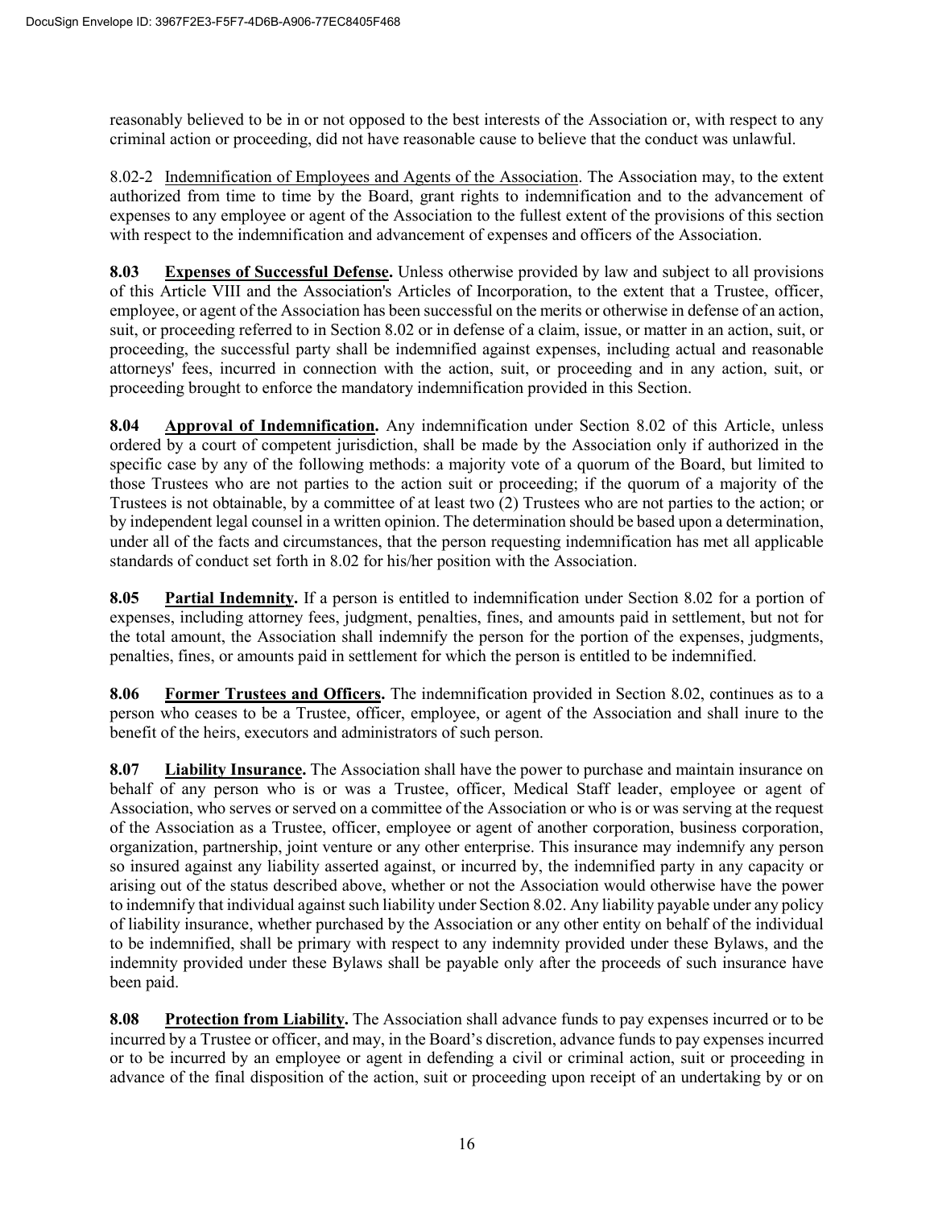reasonably believed to be in or not opposed to the best interests of the Association or, with respect to any criminal action or proceeding, did not have reasonable cause to believe that the conduct was unlawful.

8.02-2 Indemnification of Employees and Agents of the Association. The Association may, to the extent authorized from time to time by the Board, grant rights to indemnification and to the advancement of expenses to any employee or agent of the Association to the fullest extent of the provisions of this section with respect to the indemnification and advancement of expenses and officers of the Association.

**8.03 Expenses of Successful Defense.** Unless otherwise provided by law and subject to all provisions of this Article VIII and the Association's Articles of Incorporation, to the extent that a Trustee, officer, employee, or agent of the Association has been successful on the merits or otherwise in defense of an action, suit, or proceeding referred to in Section 8.02 or in defense of a claim, issue, or matter in an action, suit, or proceeding, the successful party shall be indemnified against expenses, including actual and reasonable attorneys' fees, incurred in connection with the action, suit, or proceeding and in any action, suit, or proceeding brought to enforce the mandatory indemnification provided in this Section.

**8.04 Approval of Indemnification.** Any indemnification under Section 8.02 of this Article, unless ordered by a court of competent jurisdiction, shall be made by the Association only if authorized in the specific case by any of the following methods: a majority vote of a quorum of the Board, but limited to those Trustees who are not parties to the action suit or proceeding; if the quorum of a majority of the Trustees is not obtainable, by a committee of at least two (2) Trustees who are not parties to the action; or by independent legal counsel in a written opinion. The determination should be based upon a determination, under all of the facts and circumstances, that the person requesting indemnification has met all applicable standards of conduct set forth in 8.02 for his/her position with the Association.

**8.05 Partial Indemnity.** If a person is entitled to indemnification under Section 8.02 for a portion of expenses, including attorney fees, judgment, penalties, fines, and amounts paid in settlement, but not for the total amount, the Association shall indemnify the person for the portion of the expenses, judgments, penalties, fines, or amounts paid in settlement for which the person is entitled to be indemnified.

**8.06 Former Trustees and Officers.** The indemnification provided in Section 8.02, continues as to a person who ceases to be a Trustee, officer, employee, or agent of the Association and shall inure to the benefit of the heirs, executors and administrators of such person.

**8.07 Liability Insurance.** The Association shall have the power to purchase and maintain insurance on behalf of any person who is or was a Trustee, officer, Medical Staff leader, employee or agent of Association, who serves or served on a committee of the Association or who is or was serving at the request of the Association as a Trustee, officer, employee or agent of another corporation, business corporation, organization, partnership, joint venture or any other enterprise. This insurance may indemnify any person so insured against any liability asserted against, or incurred by, the indemnified party in any capacity or arising out of the status described above, whether or not the Association would otherwise have the power to indemnify that individual against such liability under Section 8.02. Any liability payable under any policy of liability insurance, whether purchased by the Association or any other entity on behalf of the individual to be indemnified, shall be primary with respect to any indemnity provided under these Bylaws, and the indemnity provided under these Bylaws shall be payable only after the proceeds of such insurance have been paid.

**8.08 Protection from Liability.** The Association shall advance funds to pay expenses incurred or to be incurred by a Trustee or officer, and may, in the Board's discretion, advance funds to pay expenses incurred or to be incurred by an employee or agent in defending a civil or criminal action, suit or proceeding in advance of the final disposition of the action, suit or proceeding upon receipt of an undertaking by or on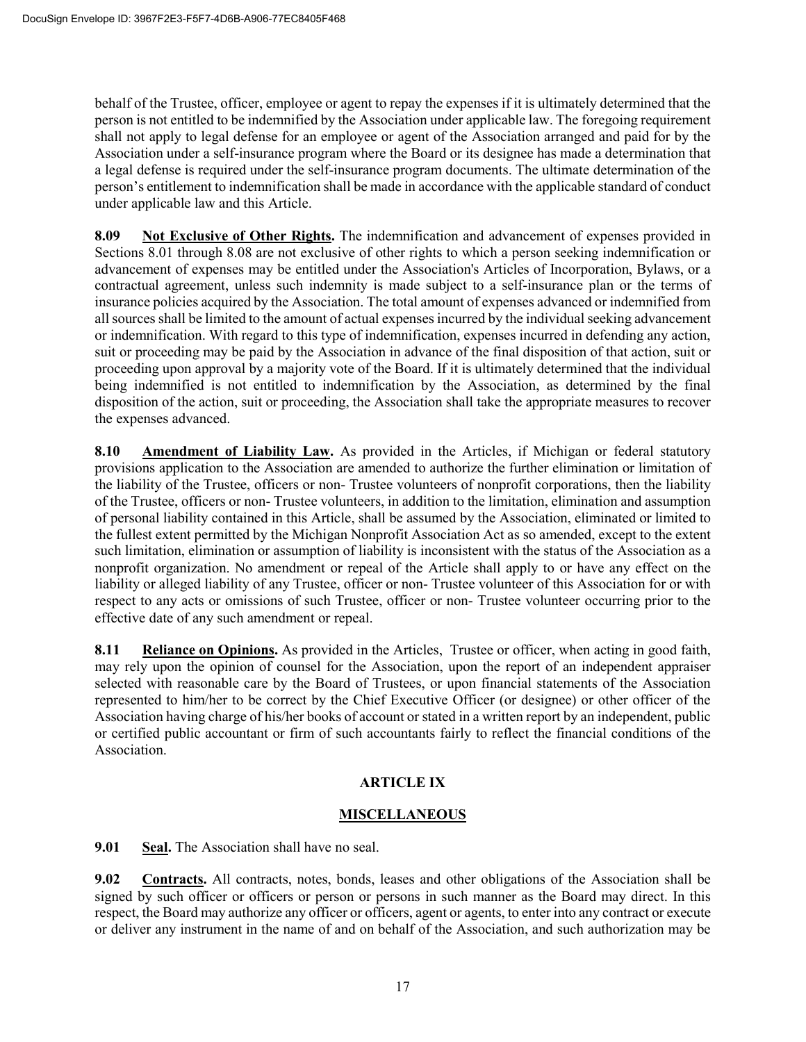behalf of the Trustee, officer, employee or agent to repay the expenses if it is ultimately determined that the person is not entitled to be indemnified by the Association under applicable law. The foregoing requirement shall not apply to legal defense for an employee or agent of the Association arranged and paid for by the Association under a self-insurance program where the Board or its designee has made a determination that a legal defense is required under the self-insurance program documents. The ultimate determination of the person's entitlement to indemnification shall be made in accordance with the applicable standard of conduct under applicable law and this Article.

**8.09 Not Exclusive of Other Rights.** The indemnification and advancement of expenses provided in Sections 8.01 through 8.08 are not exclusive of other rights to which a person seeking indemnification or advancement of expenses may be entitled under the Association's Articles of Incorporation, Bylaws, or a contractual agreement, unless such indemnity is made subject to a self-insurance plan or the terms of insurance policies acquired by the Association. The total amount of expenses advanced or indemnified from all sources shall be limited to the amount of actual expenses incurred by the individual seeking advancement or indemnification. With regard to this type of indemnification, expenses incurred in defending any action, suit or proceeding may be paid by the Association in advance of the final disposition of that action, suit or proceeding upon approval by a majority vote of the Board. If it is ultimately determined that the individual being indemnified is not entitled to indemnification by the Association, as determined by the final disposition of the action, suit or proceeding, the Association shall take the appropriate measures to recover the expenses advanced.

**8.10 Amendment of Liability Law.** As provided in the Articles, if Michigan or federal statutory provisions application to the Association are amended to authorize the further elimination or limitation of the liability of the Trustee, officers or non- Trustee volunteers of nonprofit corporations, then the liability of the Trustee, officers or non- Trustee volunteers, in addition to the limitation, elimination and assumption of personal liability contained in this Article, shall be assumed by the Association, eliminated or limited to the fullest extent permitted by the Michigan Nonprofit Association Act as so amended, except to the extent such limitation, elimination or assumption of liability is inconsistent with the status of the Association as a nonprofit organization. No amendment or repeal of the Article shall apply to or have any effect on the liability or alleged liability of any Trustee, officer or non- Trustee volunteer of this Association for or with respect to any acts or omissions of such Trustee, officer or non- Trustee volunteer occurring prior to the effective date of any such amendment or repeal.

**8.11 Reliance on Opinions.** As provided in the Articles, Trustee or officer, when acting in good faith, may rely upon the opinion of counsel for the Association, upon the report of an independent appraiser selected with reasonable care by the Board of Trustees, or upon financial statements of the Association represented to him/her to be correct by the Chief Executive Officer (or designee) or other officer of the Association having charge of his/her books of account or stated in a written report by an independent, public or certified public accountant or firm of such accountants fairly to reflect the financial conditions of the Association.

## ARTICLE IX

## MISCELLANEOUS

**9.01 Seal.** The Association shall have no seal.

**9.02 Contracts.** All contracts, notes, bonds, leases and other obligations of the Association shall be signed by such officer or officers or person or persons in such manner as the Board may direct. In this respect, the Board may authorize any officer or officers, agent or agents, to enter into any contract or execute or deliver any instrument in the name of and on behalf of the Association, and such authorization may be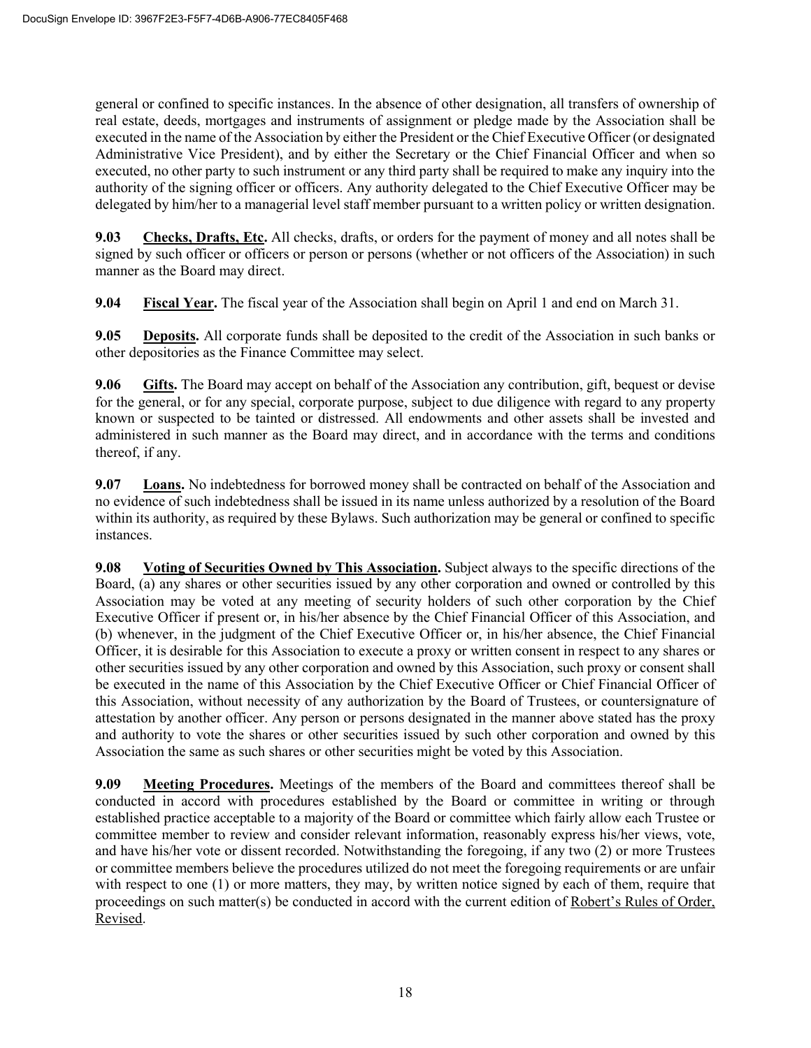general or confined to specific instances. In the absence of other designation, all transfers of ownership of real estate, deeds, mortgages and instruments of assignment or pledge made by the Association shall be executed in the name of the Association by either the President or the Chief Executive Officer (or designated Administrative Vice President), and by either the Secretary or the Chief Financial Officer and when so executed, no other party to such instrument or any third party shall be required to make any inquiry into the authority of the signing officer or officers. Any authority delegated to the Chief Executive Officer may be delegated by him/her to a managerial level staff member pursuant to a written policy or written designation.

**9.03** **Checks, Drafts, Etc.** All checks, drafts, or orders for the payment of money and all notes shall be signed by such officer or officers or person or persons (whether or not officers of the Association) in such manner as the Board may direct.

**9.04** **Fiscal Year.** The fiscal year of the Association shall begin on April 1 and end on March 31.

**9.05** **Deposits.** All corporate funds shall be deposited to the credit of the Association in such banks or other depositories as the Finance Committee may select.

**9.06** **Gifts.** The Board may accept on behalf of the Association any contribution, gift, bequest or devise for the general, or for any special, corporate purpose, subject to due diligence with regard to any property known or suspected to be tainted or distressed. All endowments and other assets shall be invested and administered in such manner as the Board may direct, and in accordance with the terms and conditions thereof, if any.

**9.07** **Loans.** No indebtedness for borrowed money shall be contracted on behalf of the Association and no evidence of such indebtedness shall be issued in its name unless authorized by a resolution of the Board within its authority, as required by these Bylaws. Such authorization may be general or confined to specific instances.

**9.08** **Voting of Securities Owned by This Association.** Subject always to the specific directions of the Board, (a) any shares or other securities issued by any other corporation and owned or controlled by this Association may be voted at any meeting of security holders of such other corporation by the Chief Executive Officer if present or, in his/her absence by the Chief Financial Officer of this Association, and (b) whenever, in the judgment of the Chief Executive Officer or, in his/her absence, the Chief Financial Officer, it is desirable for this Association to execute a proxy or written consent in respect to any shares or other securities issued by any other corporation and owned by this Association, such proxy or consent shall be executed in the name of this Association by the Chief Executive Officer or Chief Financial Officer of this Association, without necessity of any authorization by the Board of Trustees, or countersignature of attestation by another officer. Any person or persons designated in the manner above stated has the proxy and authority to vote the shares or other securities issued by such other corporation and owned by this Association the same as such shares or other securities might be voted by this Association.

**9.09** **Meeting Procedures.** Meetings of the members of the Board and committees thereof shall be conducted in accord with procedures established by the Board or committee in writing or through established practice acceptable to a majority of the Board or committee which fairly allow each Trustee or committee member to review and consider relevant information, reasonably express his/her views, vote, and have his/her vote or dissent recorded. Notwithstanding the foregoing, if any two (2) or more Trustees or committee members believe the procedures utilized do not meet the foregoing requirements or are unfair with respect to one (1) or more matters, they may, by written notice signed by each of them, require that proceedings on such matter(s) be conducted in accord with the current edition of Robert's Rules of Order, Revised.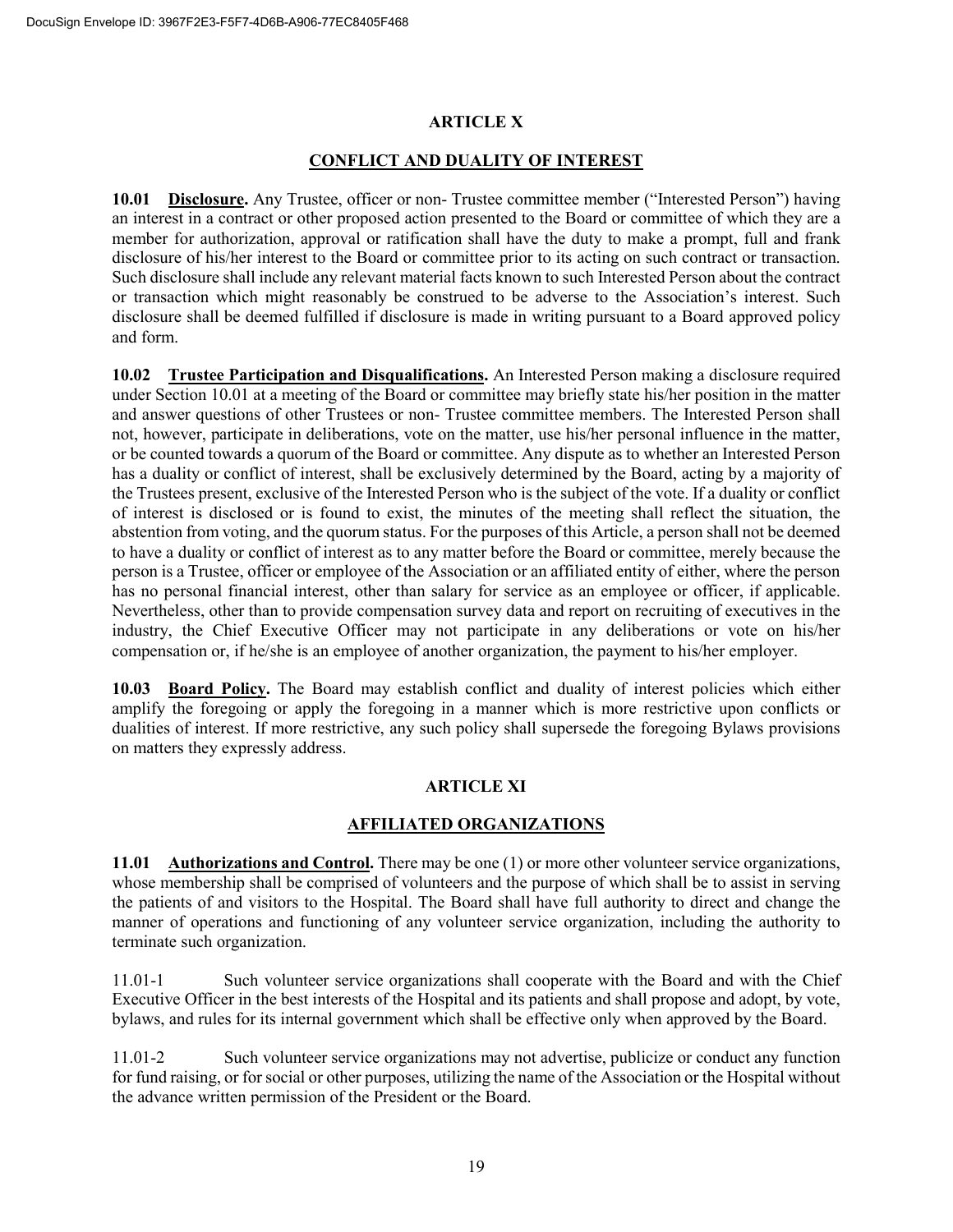## ARTICLE X

## CONFLICT AND DUALITY OF INTEREST

**10.01 Disclosure.** Any Trustee, officer or non- Trustee committee member ("Interested Person") having an interest in a contract or other proposed action presented to the Board or committee of which they are a member for authorization, approval or ratification shall have the duty to make a prompt, full and frank disclosure of his/her interest to the Board or committee prior to its acting on such contract or transaction. Such disclosure shall include any relevant material facts known to such Interested Person about the contract or transaction which might reasonably be construed to be adverse to the Association's interest. Such disclosure shall be deemed fulfilled if disclosure is made in writing pursuant to a Board approved policy and form.

**10.02 Trustee Participation and Disqualifications.** An Interested Person making a disclosure required under Section 10.01 at a meeting of the Board or committee may briefly state his/her position in the matter and answer questions of other Trustees or non- Trustee committee members. The Interested Person shall not, however, participate in deliberations, vote on the matter, use his/her personal influence in the matter, or be counted towards a quorum of the Board or committee. Any dispute as to whether an Interested Person has a duality or conflict of interest, shall be exclusively determined by the Board, acting by a majority of the Trustees present, exclusive of the Interested Person who is the subject of the vote. If a duality or conflict of interest is disclosed or is found to exist, the minutes of the meeting shall reflect the situation, the abstention from voting, and the quorum status. For the purposes of this Article, a person shall not be deemed to have a duality or conflict of interest as to any matter before the Board or committee, merely because the person is a Trustee, officer or employee of the Association or an affiliated entity of either, where the person has no personal financial interest, other than salary for service as an employee or officer, if applicable. Nevertheless, other than to provide compensation survey data and report on recruiting of executives in the industry, the Chief Executive Officer may not participate in any deliberations or vote on his/her compensation or, if he/she is an employee of another organization, the payment to his/her employer.

**10.03 Board Policy.** The Board may establish conflict and duality of interest policies which either amplify the foregoing or apply the foregoing in a manner which is more restrictive upon conflicts or dualities of interest. If more restrictive, any such policy shall supersede the foregoing Bylaws provisions on matters they expressly address.

## ARTICLE XI

## AFFILIATED ORGANIZATIONS

**11.01 Authorizations and Control.** There may be one (1) or more other volunteer service organizations, whose membership shall be comprised of volunteers and the purpose of which shall be to assist in serving the patients of and visitors to the Hospital. The Board shall have full authority to direct and change the manner of operations and functioning of any volunteer service organization, including the authority to terminate such organization.

11.01-1 Such volunteer service organizations shall cooperate with the Board and with the Chief Executive Officer in the best interests of the Hospital and its patients and shall propose and adopt, by vote, bylaws, and rules for its internal government which shall be effective only when approved by the Board.

11.01-2 Such volunteer service organizations may not advertise, publicize or conduct any function for fund raising, or for social or other purposes, utilizing the name of the Association or the Hospital without the advance written permission of the President or the Board.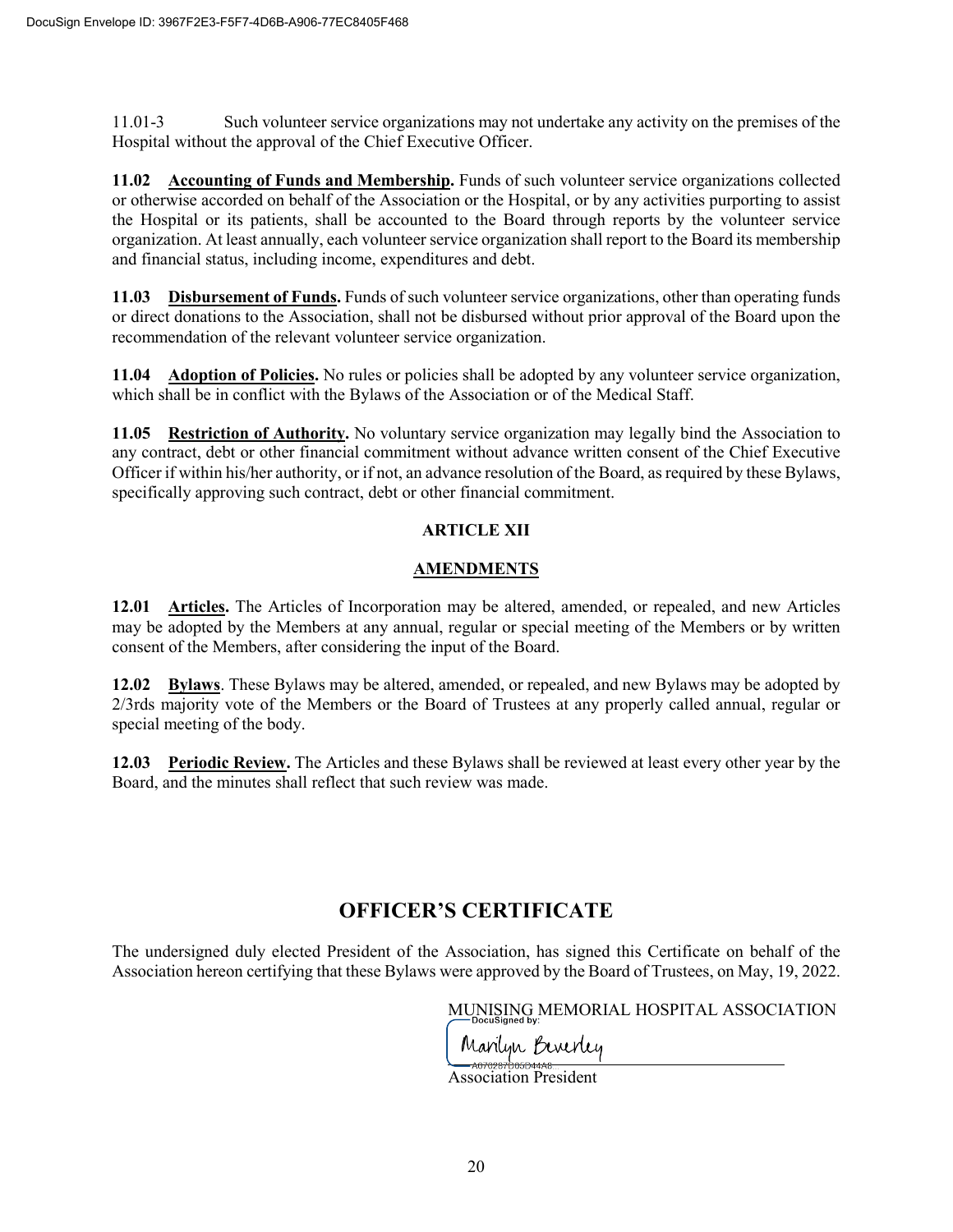11.01-3 Such volunteer service organizations may not undertake any activity on the premises of the Hospital without the approval of the Chief Executive Officer.

**11.02 Accounting of Funds and Membership.** Funds of such volunteer service organizations collected or otherwise accorded on behalf of the Association or the Hospital, or by any activities purporting to assist the Hospital or its patients, shall be accounted to the Board through reports by the volunteer service organization. At least annually, each volunteer service organization shall report to the Board its membership and financial status, including income, expenditures and debt.

**11.03 Disbursement of Funds.** Funds of such volunteer service organizations, other than operating funds or direct donations to the Association, shall not be disbursed without prior approval of the Board upon the recommendation of the relevant volunteer service organization.

**11.04 Adoption of Policies.** No rules or policies shall be adopted by any volunteer service organization, which shall be in conflict with the Bylaws of the Association or of the Medical Staff.

**11.05 Restriction of Authority.** No voluntary service organization may legally bind the Association to any contract, debt or other financial commitment without advance written consent of the Chief Executive Officer if within his/her authority, or if not, an advance resolution of the Board, as required by these Bylaws, specifically approving such contract, debt or other financial commitment.

## ARTICLE XII

## AMENDMENTS

**12.01 Articles.** The Articles of Incorporation may be altered, amended, or repealed, and new Articles may be adopted by the Members at any annual, regular or special meeting of the Members or by written consent of the Members, after considering the input of the Board.

**12.02 Bylaws**. These Bylaws may be altered, amended, or repealed, and new Bylaws may be adopted by 2/3rds majority vote of the Members or the Board of Trustees at any properly called annual, regular or special meeting of the body.

**12.03 Periodic Review.** The Articles and these Bylaws shall be reviewed at least every other year by the Board, and the minutes shall reflect that such review was made.

# OFFICER'S CERTIFICATE

The undersigned duly elected President of the Association, has signed this Certificate on behalf of the Association hereon certifying that these Bylaws were approved by the Board of Trustees, on May, 19, 2022.

MUNISING MEMORIAL HOSPITAL ASSOCIATION

DocuSigned by:

Marilyn Beverley

A070287D05D44A8...

Association President